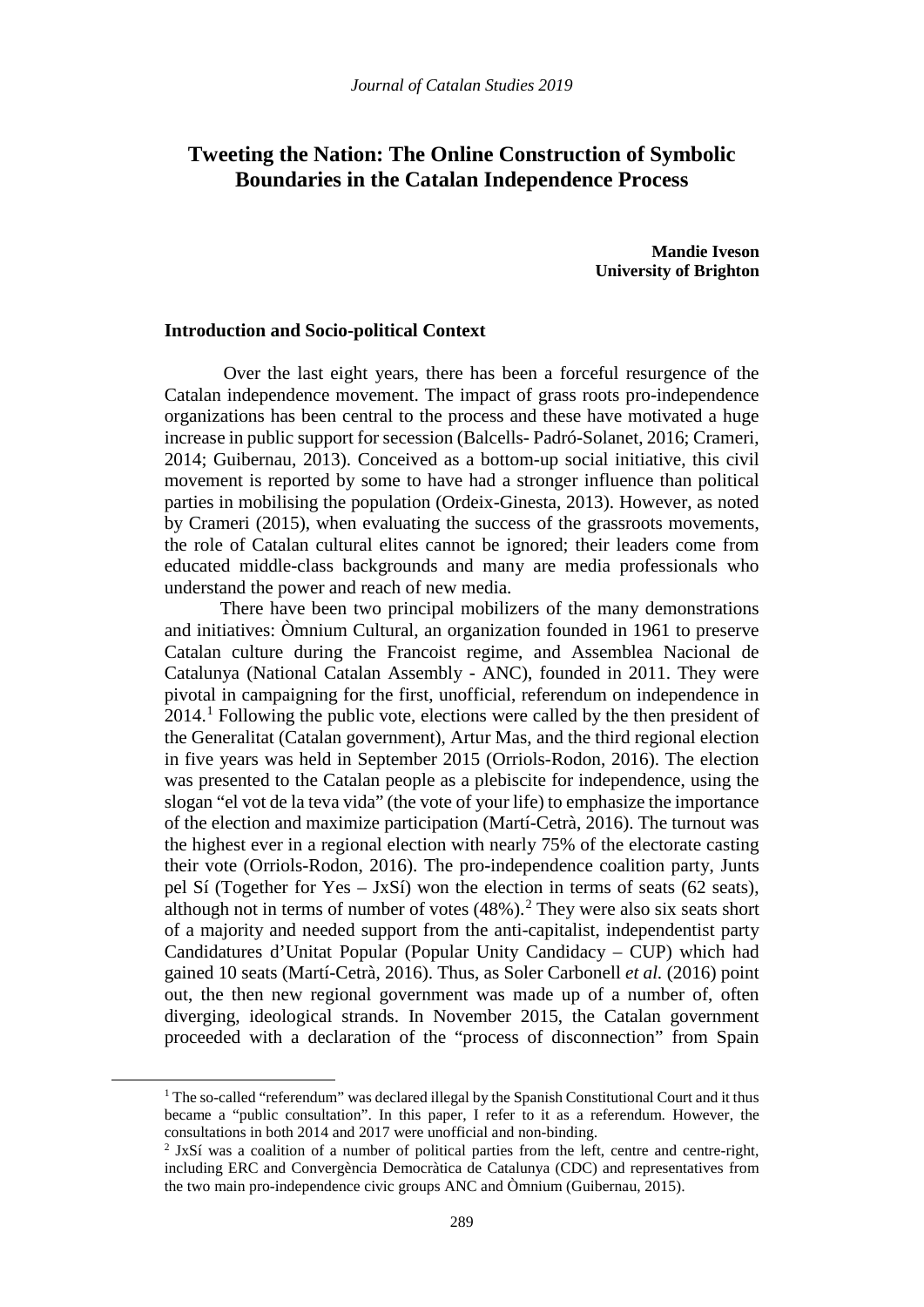# Tweeting the Nation: The Online Construction of Symbolic Boundaries in the Catalan Independence Process

**Mandie Iveson**
**University of Brighton**

## Introduction and Socio-political Context

Over the last eight years, there has been a forceful resurgence of the Catalan independence movement. The impact of grass roots pro-independence organizations has been central to the process and these have motivated a huge increase in public support for secession (Balcells- Padró-Solanet, 2016; Crameri, 2014; Guibernau, 2013). Conceived as a bottom-up social initiative, this civil movement is reported by some to have had a stronger influence than political parties in mobilising the population (Ordeix-Ginesta, 2013). However, as noted by Crameri (2015), when evaluating the success of the grassroots movements, the role of Catalan cultural elites cannot be ignored; their leaders come from educated middle-class backgrounds and many are media professionals who understand the power and reach of new media.

There have been two principal mobilizers of the many demonstrations and initiatives: Òmnium Cultural, an organization founded in 1961 to preserve Catalan culture during the Francoist regime, and Assemblea Nacional de Catalunya (National Catalan Assembly - ANC), founded in 2011. They were pivotal in campaigning for the first, unofficial, referendum on independence in 2014.[1] Following the public vote, elections were called by the then president of the Generalitat (Catalan government), Artur Mas, and the third regional election in five years was held in September 2015 (Orriols-Rodon, 2016). The election was presented to the Catalan people as a plebiscite for independence, using the slogan "el vot de la teva vida" (the vote of your life) to emphasize the importance of the election and maximize participation (Martí-Cetrà, 2016). The turnout was the highest ever in a regional election with nearly 75% of the electorate casting their vote (Orriols-Rodon, 2016). The pro-independence coalition party, Junts pel Sí (Together for Yes – JxSí) won the election in terms of seats (62 seats), although not in terms of number of votes (48%).[2] They were also six seats short of a majority and needed support from the anti-capitalist, independentist party Candidatures d'Unitat Popular (Popular Unity Candidacy – CUP) which had gained 10 seats (Martí-Cetrà, 2016). Thus, as Soler Carbonell *et al.* (2016) point out, the then new regional government was made up of a number of, often diverging, ideological strands. In November 2015, the Catalan government proceeded with a declaration of the "process of disconnection" from Spain

---

[1] The so-called "referendum" was declared illegal by the Spanish Constitutional Court and it thus became a "public consultation". In this paper, I refer to it as a referendum. However, the consultations in both 2014 and 2017 were unofficial and non-binding.

[2] JxSí was a coalition of a number of political parties from the left, centre and centre-right, including ERC and Convergència Democràtica de Catalunya (CDC) and representatives from the two main pro-independence civic groups ANC and Òmnium (Guibernau, 2015).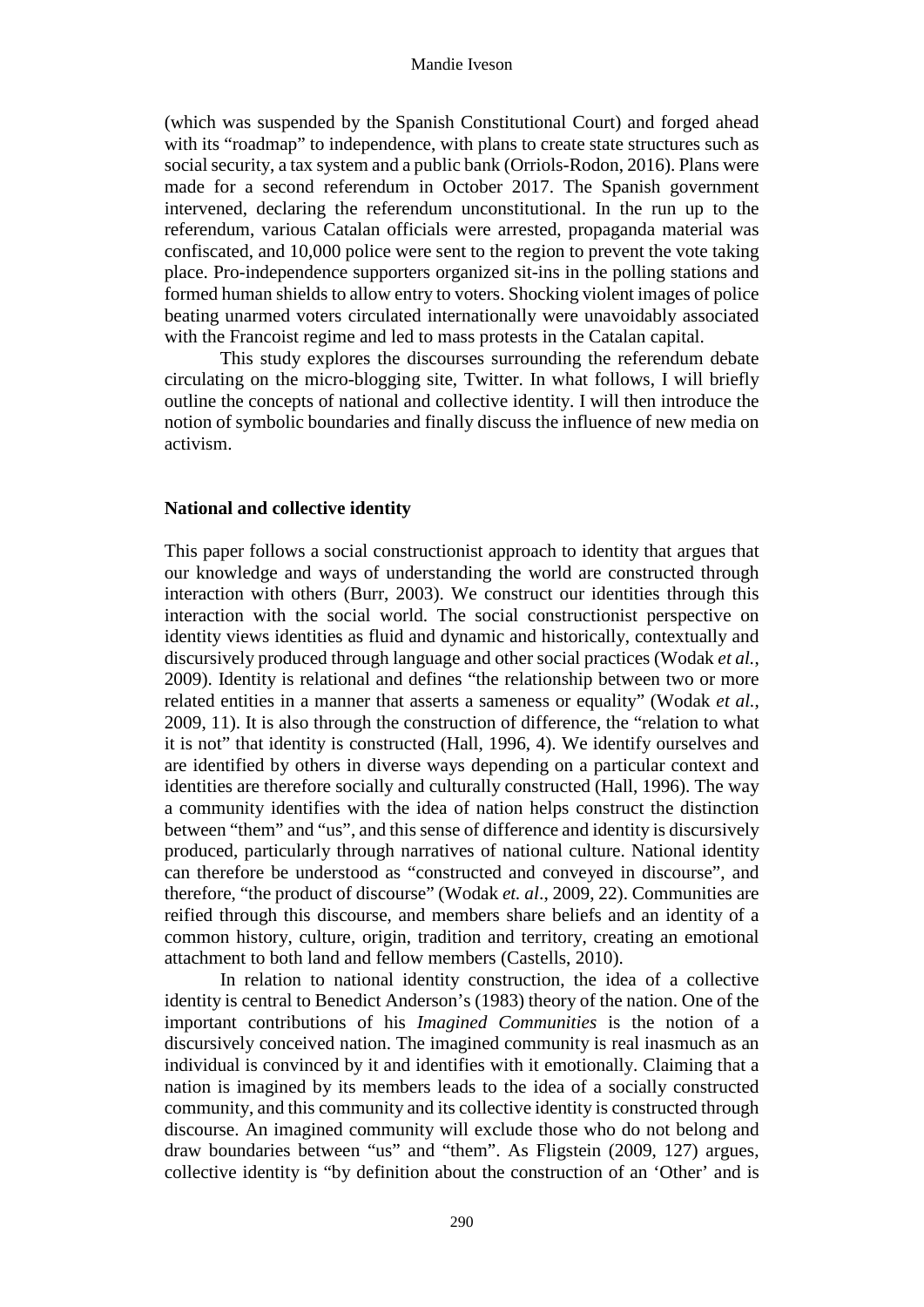(which was suspended by the Spanish Constitutional Court) and forged ahead with its "roadmap" to independence, with plans to create state structures such as social security, a tax system and a public bank (Orriols-Rodon, 2016). Plans were made for a second referendum in October 2017. The Spanish government intervened, declaring the referendum unconstitutional. In the run up to the referendum, various Catalan officials were arrested, propaganda material was confiscated, and 10,000 police were sent to the region to prevent the vote taking place. Pro-independence supporters organized sit-ins in the polling stations and formed human shields to allow entry to voters. Shocking violent images of police beating unarmed voters circulated internationally were unavoidably associated with the Francoist regime and led to mass protests in the Catalan capital.

This study explores the discourses surrounding the referendum debate circulating on the micro-blogging site, Twitter. In what follows, I will briefly outline the concepts of national and collective identity. I will then introduce the notion of symbolic boundaries and finally discuss the influence of new media on activism.

## National and collective identity

This paper follows a social constructionist approach to identity that argues that our knowledge and ways of understanding the world are constructed through interaction with others (Burr, 2003). We construct our identities through this interaction with the social world. The social constructionist perspective on identity views identities as fluid and dynamic and historically, contextually and discursively produced through language and other social practices (Wodak *et al.*, 2009). Identity is relational and defines "the relationship between two or more related entities in a manner that asserts a sameness or equality" (Wodak *et al.*, 2009, 11). It is also through the construction of difference, the "relation to what it is not" that identity is constructed (Hall, 1996, 4). We identify ourselves and are identified by others in diverse ways depending on a particular context and identities are therefore socially and culturally constructed (Hall, 1996). The way a community identifies with the idea of nation helps construct the distinction between "them" and "us", and this sense of difference and identity is discursively produced, particularly through narratives of national culture. National identity can therefore be understood as "constructed and conveyed in discourse", and therefore, "the product of discourse" (Wodak *et. al*., 2009, 22). Communities are reified through this discourse, and members share beliefs and an identity of a common history, culture, origin, tradition and territory, creating an emotional attachment to both land and fellow members (Castells, 2010).

In relation to national identity construction, the idea of a collective identity is central to Benedict Anderson's (1983) theory of the nation. One of the important contributions of his *Imagined Communities* is the notion of a discursively conceived nation. The imagined community is real inasmuch as an individual is convinced by it and identifies with it emotionally. Claiming that a nation is imagined by its members leads to the idea of a socially constructed community, and this community and its collective identity is constructed through discourse. An imagined community will exclude those who do not belong and draw boundaries between "us" and "them". As Fligstein (2009, 127) argues, collective identity is "by definition about the construction of an 'Other' and is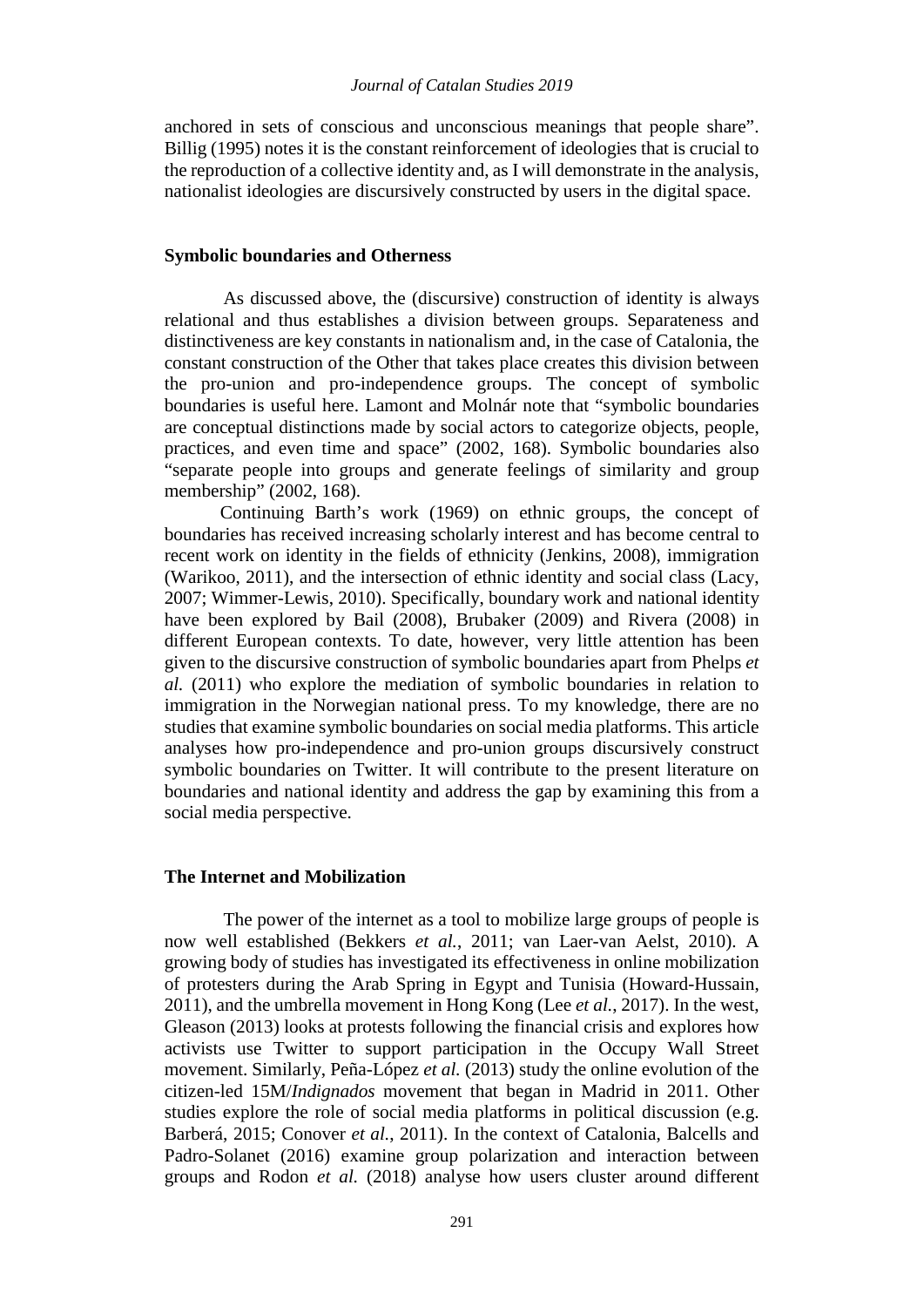anchored in sets of conscious and unconscious meanings that people share". Billig (1995) notes it is the constant reinforcement of ideologies that is crucial to the reproduction of a collective identity and, as I will demonstrate in the analysis, nationalist ideologies are discursively constructed by users in the digital space.

## Symbolic boundaries and Otherness

As discussed above, the (discursive) construction of identity is always relational and thus establishes a division between groups. Separateness and distinctiveness are key constants in nationalism and, in the case of Catalonia, the constant construction of the Other that takes place creates this division between the pro-union and pro-independence groups. The concept of symbolic boundaries is useful here. Lamont and Molnár note that "symbolic boundaries are conceptual distinctions made by social actors to categorize objects, people, practices, and even time and space" (2002, 168). Symbolic boundaries also "separate people into groups and generate feelings of similarity and group membership" (2002, 168).

Continuing Barth's work (1969) on ethnic groups, the concept of boundaries has received increasing scholarly interest and has become central to recent work on identity in the fields of ethnicity (Jenkins, 2008), immigration (Warikoo, 2011), and the intersection of ethnic identity and social class (Lacy, 2007; Wimmer-Lewis, 2010). Specifically, boundary work and national identity have been explored by Bail (2008), Brubaker (2009) and Rivera (2008) in different European contexts. To date, however, very little attention has been given to the discursive construction of symbolic boundaries apart from Phelps *et al.* (2011) who explore the mediation of symbolic boundaries in relation to immigration in the Norwegian national press. To my knowledge, there are no studies that examine symbolic boundaries on social media platforms. This article analyses how pro-independence and pro-union groups discursively construct symbolic boundaries on Twitter. It will contribute to the present literature on boundaries and national identity and address the gap by examining this from a social media perspective.

## The Internet and Mobilization

The power of the internet as a tool to mobilize large groups of people is now well established (Bekkers *et al.*, 2011; van Laer-van Aelst, 2010). A growing body of studies has investigated its effectiveness in online mobilization of protesters during the Arab Spring in Egypt and Tunisia (Howard-Hussain, 2011), and the umbrella movement in Hong Kong (Lee *et al.*, 2017). In the west, Gleason (2013) looks at protests following the financial crisis and explores how activists use Twitter to support participation in the Occupy Wall Street movement. Similarly, Peña-López *et al.* (2013) study the online evolution of the citizen-led 15M/*Indignados* movement that began in Madrid in 2011. Other studies explore the role of social media platforms in political discussion (e.g. Barberá, 2015; Conover *et al.*, 2011). In the context of Catalonia, Balcells and Padro-Solanet (2016) examine group polarization and interaction between groups and Rodon *et al.* (2018) analyse how users cluster around different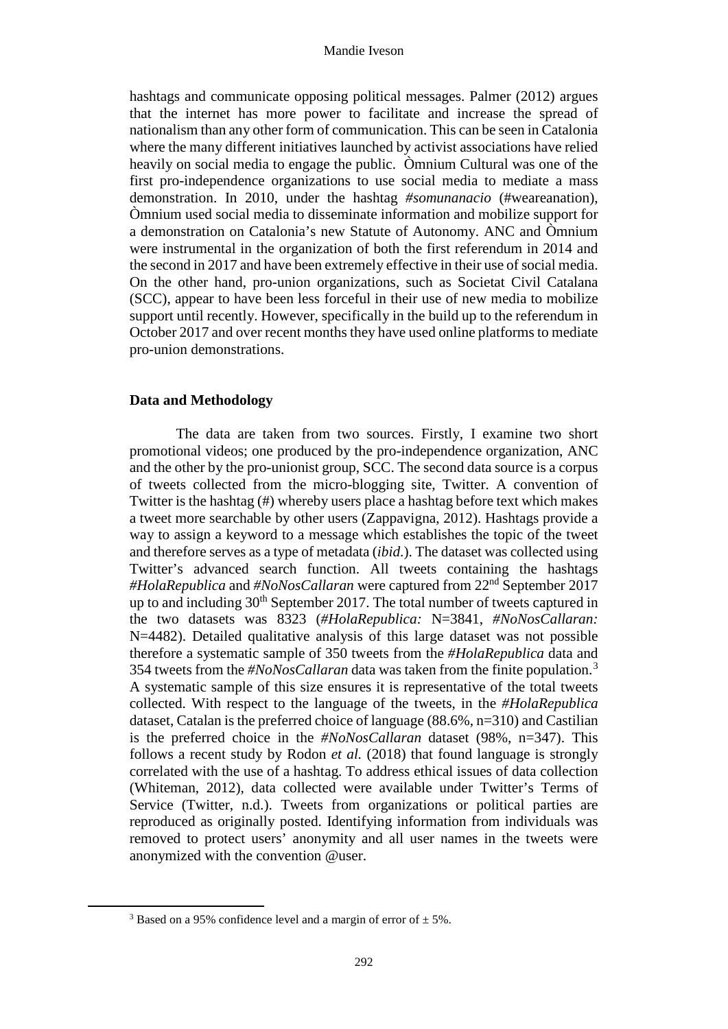hashtags and communicate opposing political messages. Palmer (2012) argues that the internet has more power to facilitate and increase the spread of nationalism than any other form of communication. This can be seen in Catalonia where the many different initiatives launched by activist associations have relied heavily on social media to engage the public. Òmnium Cultural was one of the first pro-independence organizations to use social media to mediate a mass demonstration. In 2010, under the hashtag *#somunanacio* (#weareanation), Òmnium used social media to disseminate information and mobilize support for a demonstration on Catalonia's new Statute of Autonomy. ANC and Òmnium were instrumental in the organization of both the first referendum in 2014 and the second in 2017 and have been extremely effective in their use of social media. On the other hand, pro-union organizations, such as Societat Civil Catalana (SCC), appear to have been less forceful in their use of new media to mobilize support until recently. However, specifically in the build up to the referendum in October 2017 and over recent months they have used online platforms to mediate pro-union demonstrations.

## Data and Methodology

The data are taken from two sources. Firstly, I examine two short promotional videos; one produced by the pro-independence organization, ANC and the other by the pro-unionist group, SCC. The second data source is a corpus of tweets collected from the micro-blogging site, Twitter. A convention of Twitter is the hashtag (#) whereby users place a hashtag before text which makes a tweet more searchable by other users (Zappavigna, 2012). Hashtags provide a way to assign a keyword to a message which establishes the topic of the tweet and therefore serves as a type of metadata (*ibid*.). The dataset was collected using Twitter's advanced search function. All tweets containing the hashtags *#HolaRepublica* and *#NoNosCallaran* were captured from 22nd September 2017 up to and including 30th September 2017. The total number of tweets captured in the two datasets was 8323 (*#HolaRepublica:* N=3841, *#NoNosCallaran:* N=4482). Detailed qualitative analysis of this large dataset was not possible therefore a systematic sample of 350 tweets from the *#HolaRepublica* data and 354 tweets from the *#NoNosCallaran* data was taken from the finite population.[3] A systematic sample of this size ensures it is representative of the total tweets collected. With respect to the language of the tweets, in the *#HolaRepublica* dataset, Catalan is the preferred choice of language (88.6%, n=310) and Castilian is the preferred choice in the *#NoNosCallaran* dataset (98%, n=347). This follows a recent study by Rodon *et al.* (2018) that found language is strongly correlated with the use of a hashtag. To address ethical issues of data collection (Whiteman, 2012), data collected were available under Twitter's Terms of Service (Twitter, n.d.). Tweets from organizations or political parties are reproduced as originally posted. Identifying information from individuals was removed to protect users' anonymity and all user names in the tweets were anonymized with the convention @user.

[3] Based on a 95% confidence level and a margin of error of ± 5%.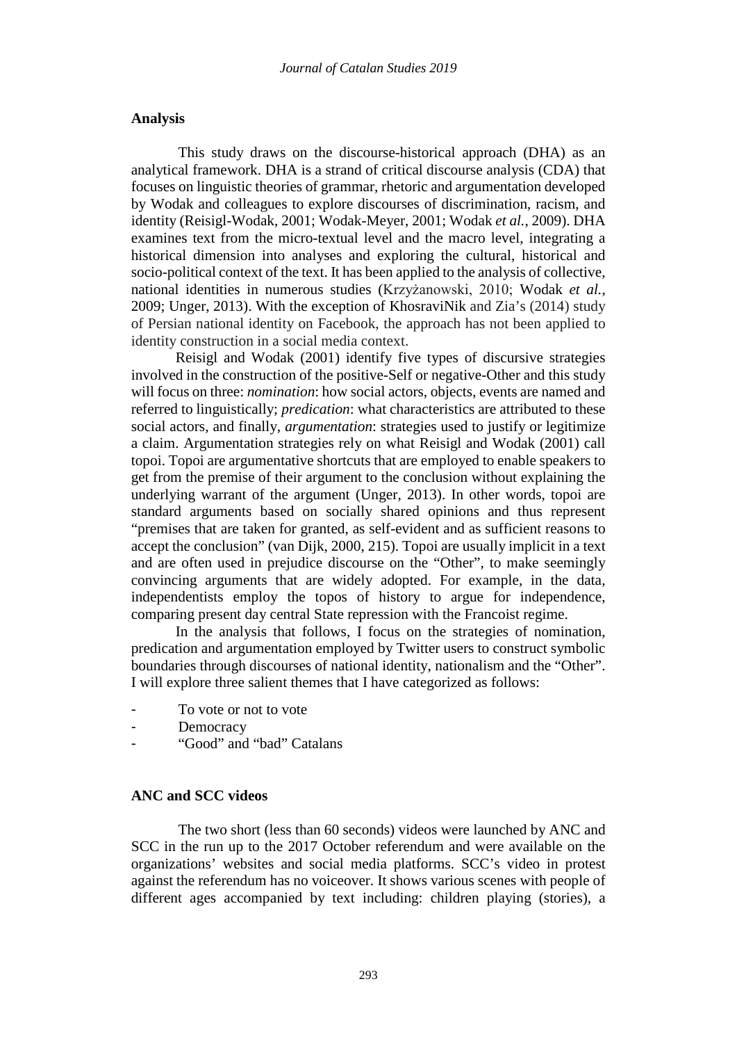## Analysis

This study draws on the discourse-historical approach (DHA) as an analytical framework. DHA is a strand of critical discourse analysis (CDA) that focuses on linguistic theories of grammar, rhetoric and argumentation developed by Wodak and colleagues to explore discourses of discrimination, racism, and identity (Reisigl-Wodak, 2001; Wodak-Meyer, 2001; Wodak *et al.*, 2009). DHA examines text from the micro-textual level and the macro level, integrating a historical dimension into analyses and exploring the cultural, historical and socio-political context of the text. It has been applied to the analysis of collective, national identities in numerous studies (Krzyżanowski, 2010; Wodak *et al.*, 2009; Unger, 2013). With the exception of KhosraviNik and Zia's (2014) study of Persian national identity on Facebook, the approach has not been applied to identity construction in a social media context.

Reisigl and Wodak (2001) identify five types of discursive strategies involved in the construction of the positive-Self or negative-Other and this study will focus on three: *nomination*: how social actors, objects, events are named and referred to linguistically; *predication*: what characteristics are attributed to these social actors, and finally, *argumentation*: strategies used to justify or legitimize a claim. Argumentation strategies rely on what Reisigl and Wodak (2001) call topoi. Topoi are argumentative shortcuts that are employed to enable speakers to get from the premise of their argument to the conclusion without explaining the underlying warrant of the argument (Unger, 2013). In other words, topoi are standard arguments based on socially shared opinions and thus represent "premises that are taken for granted, as self-evident and as sufficient reasons to accept the conclusion" (van Dijk, 2000, 215). Topoi are usually implicit in a text and are often used in prejudice discourse on the "Other", to make seemingly convincing arguments that are widely adopted. For example, in the data, independentists employ the topos of history to argue for independence, comparing present day central State repression with the Francoist regime.

In the analysis that follows, I focus on the strategies of nomination, predication and argumentation employed by Twitter users to construct symbolic boundaries through discourses of national identity, nationalism and the "Other". I will explore three salient themes that I have categorized as follows:

- To vote or not to vote
- Democracy
- "Good" and "bad" Catalans

## ANC and SCC videos

The two short (less than 60 seconds) videos were launched by ANC and SCC in the run up to the 2017 October referendum and were available on the organizations' websites and social media platforms. SCC's video in protest against the referendum has no voiceover. It shows various scenes with people of different ages accompanied by text including: children playing (stories), a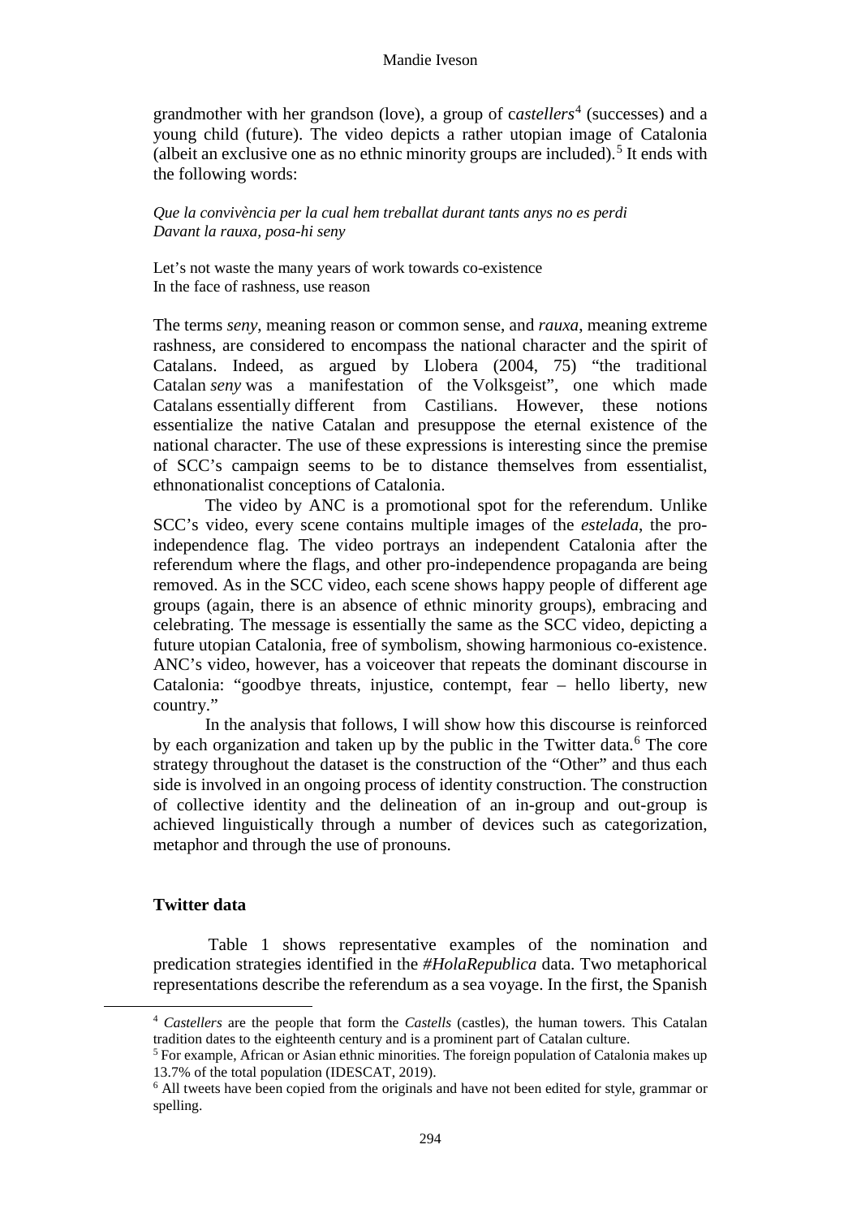grandmother with her grandson (love), a group of c*astellers*[4] (successes) and a young child (future). The video depicts a rather utopian image of Catalonia (albeit an exclusive one as no ethnic minority groups are included).[5] It ends with the following words:

*Que la convivència per la cual hem treballat durant tants anys no es perdi*
*Davant la rauxa, posa-hi seny*

Let's not waste the many years of work towards co-existence
In the face of rashness, use reason

The terms *seny*, meaning reason or common sense, and *rauxa*, meaning extreme rashness, are considered to encompass the national character and the spirit of Catalans. Indeed, as argued by Llobera (2004, 75) "the traditional Catalan *seny* was a manifestation of the Volksgeist", one which made Catalans essentially different from Castilians. However, these notions essentialize the native Catalan and presuppose the eternal existence of the national character. The use of these expressions is interesting since the premise of SCC's campaign seems to be to distance themselves from essentialist, ethnonationalist conceptions of Catalonia.

The video by ANC is a promotional spot for the referendum. Unlike SCC's video, every scene contains multiple images of the *estelada*, the pro-independence flag. The video portrays an independent Catalonia after the referendum where the flags, and other pro-independence propaganda are being removed. As in the SCC video, each scene shows happy people of different age groups (again, there is an absence of ethnic minority groups), embracing and celebrating. The message is essentially the same as the SCC video, depicting a future utopian Catalonia, free of symbolism, showing harmonious co-existence. ANC's video, however, has a voiceover that repeats the dominant discourse in Catalonia: "goodbye threats, injustice, contempt, fear – hello liberty, new country."

In the analysis that follows, I will show how this discourse is reinforced by each organization and taken up by the public in the Twitter data.[6] The core strategy throughout the dataset is the construction of the "Other" and thus each side is involved in an ongoing process of identity construction. The construction of collective identity and the delineation of an in-group and out-group is achieved linguistically through a number of devices such as categorization, metaphor and through the use of pronouns.

### Twitter data

Table 1 shows representative examples of the nomination and predication strategies identified in the *#HolaRepublica* data. Two metaphorical representations describe the referendum as a sea voyage. In the first, the Spanish

---

[4] *Castellers* are the people that form the *Castells* (castles), the human towers. This Catalan tradition dates to the eighteenth century and is a prominent part of Catalan culture.

[5] For example, African or Asian ethnic minorities. The foreign population of Catalonia makes up 13.7% of the total population (IDESCAT, 2019).

[6] All tweets have been copied from the originals and have not been edited for style, grammar or spelling.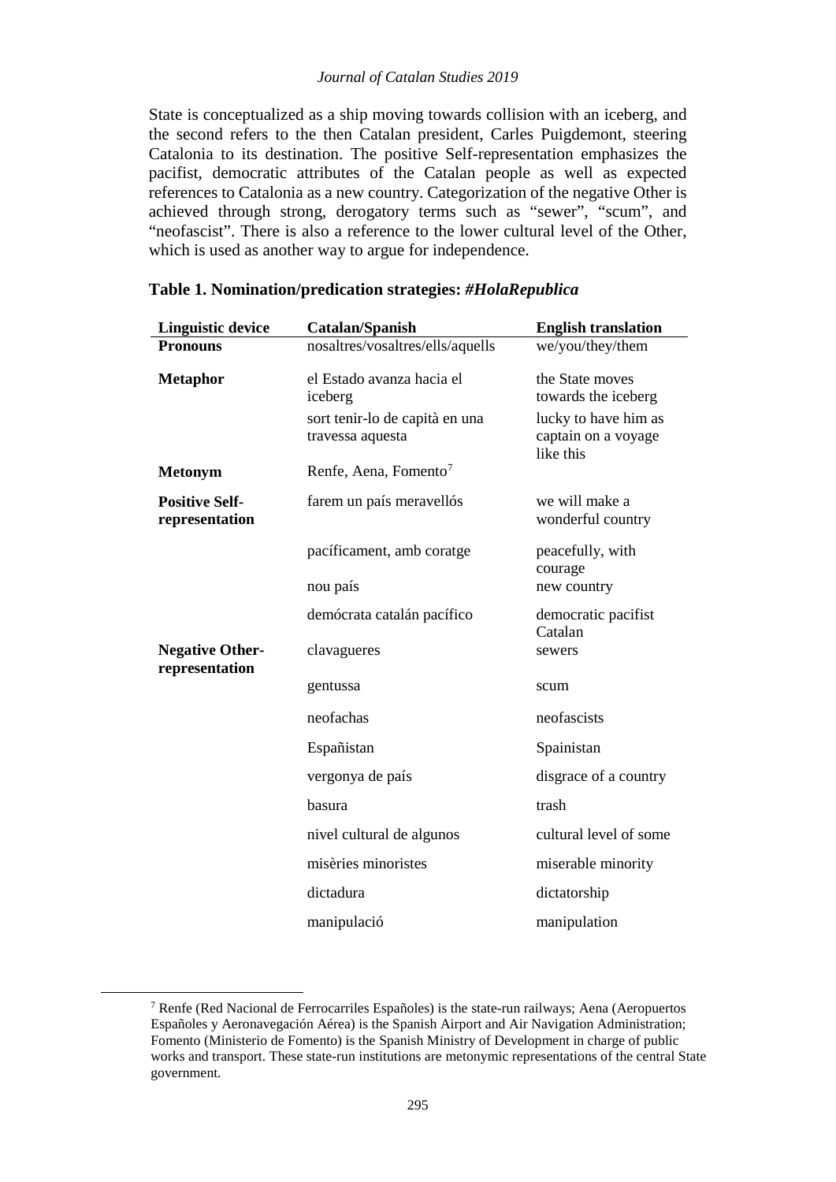State is conceptualized as a ship moving towards collision with an iceberg, and the second refers to the then Catalan president, Carles Puigdemont, steering Catalonia to its destination. The positive Self-representation emphasizes the pacifist, democratic attributes of the Catalan people as well as expected references to Catalonia as a new country. Categorization of the negative Other is achieved through strong, derogatory terms such as "sewer", "scum", and "neofascist". There is also a reference to the lower cultural level of the Other, which is used as another way to argue for independence.

**Table 1. Nomination/predication strategies: *#HolaRepublica***

| Linguistic device | Catalan/Spanish | English translation |
|---|---|---|
| **Pronouns** | nosaltres/vosaltres/ells/aquells | we/you/they/them |
| **Metaphor** | el Estado avanza hacia el iceberg | the State moves towards the iceberg |
| | sort tenir-lo de capità en una travessa aquesta | lucky to have him as captain on a voyage like this |
| **Metonym** | Renfe, Aena, Fomento[7] | |
| **Positive Self-representation** | farem un país meravellós | we will make a wonderful country |
| | pacíficament, amb coratge | peacefully, with courage |
| | nou país | new country |
| | demócrata catalán pacífico | democratic pacifist Catalan |
| **Negative Other-representation** | clavagueres | sewers |
| | gentussa | scum |
| | neofachas | neofascists |
| | Españistan | Spainistan |
| | vergonya de país | disgrace of a country |
| | basura | trash |
| | nivel cultural de algunos | cultural level of some |
| | misèries minoristes | miserable minority |
| | dictadura | dictatorship |
| | manipulació | manipulation |

[7] Renfe (Red Nacional de Ferrocarriles Españoles) is the state-run railways; Aena (Aeropuertos Españoles y Aeronavegación Aérea) is the Spanish Airport and Air Navigation Administration; Fomento (Ministerio de Fomento) is the Spanish Ministry of Development in charge of public works and transport. These state-run institutions are metonymic representations of the central State government.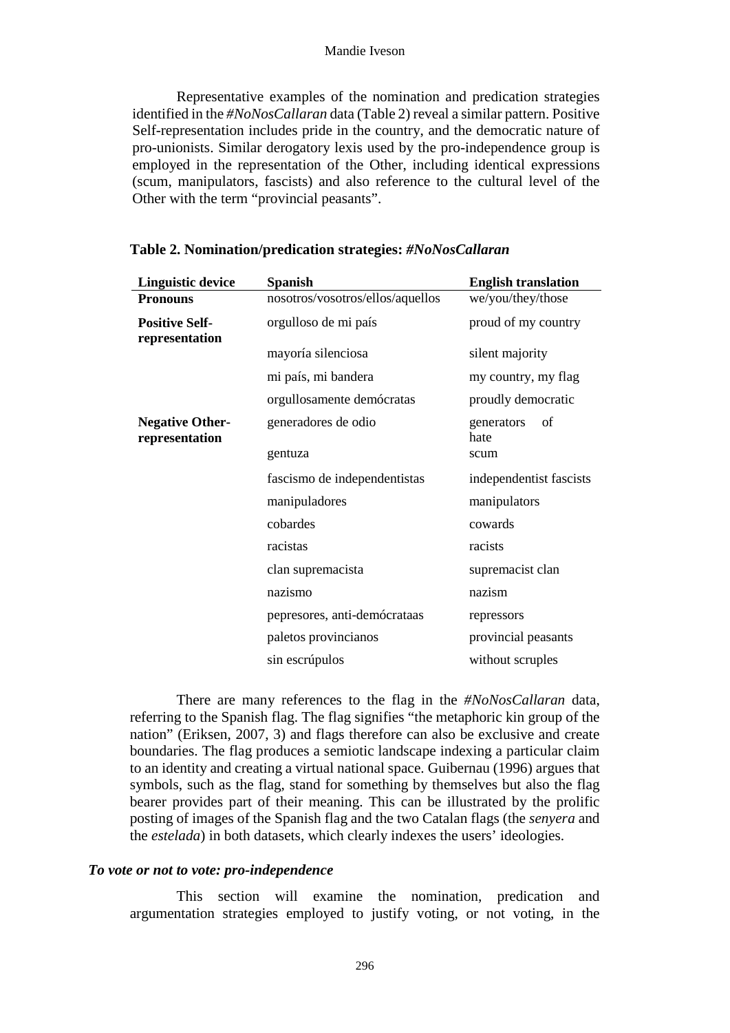Representative examples of the nomination and predication strategies identified in the *#NoNosCallaran* data (Table 2) reveal a similar pattern. Positive Self-representation includes pride in the country, and the democratic nature of pro-unionists. Similar derogatory lexis used by the pro-independence group is employed in the representation of the Other, including identical expressions (scum, manipulators, fascists) and also reference to the cultural level of the Other with the term "provincial peasants".

**Table 2. Nomination/predication strategies: *#NoNosCallaran***

| Linguistic device | Spanish | English translation |
|---|---|---|
| **Pronouns** | nosotros/vosotros/ellos/aquellos | we/you/they/those |
| **Positive Self-representation** | orgulloso de mi país | proud of my country |
| | mayoría silenciosa | silent majority |
| | mi país, mi bandera | my country, my flag |
| | orgullosamente demócratas | proudly democratic |
| **Negative Other-representation** | generadores de odio | generators of hate |
| | gentuza | scum |
| | fascismo de independentistas | independentist fascists |
| | manipuladores | manipulators |
| | cobardes | cowards |
| | racistas | racists |
| | clan supremacista | supremacist clan |
| | nazismo | nazism |
| | pepresores, anti-demócrataas | repressors |
| | paletos provincianos | provincial peasants |
| | sin escrúpulos | without scruples |

There are many references to the flag in the *#NoNosCallaran* data, referring to the Spanish flag. The flag signifies "the metaphoric kin group of the nation" (Eriksen, 2007, 3) and flags therefore can also be exclusive and create boundaries. The flag produces a semiotic landscape indexing a particular claim to an identity and creating a virtual national space. Guibernau (1996) argues that symbols, such as the flag, stand for something by themselves but also the flag bearer provides part of their meaning. This can be illustrated by the prolific posting of images of the Spanish flag and the two Catalan flags (the *senyera* and the *estelada*) in both datasets, which clearly indexes the users' ideologies.

### *To vote or not to vote: pro-independence*

This section will examine the nomination, predication and argumentation strategies employed to justify voting, or not voting, in the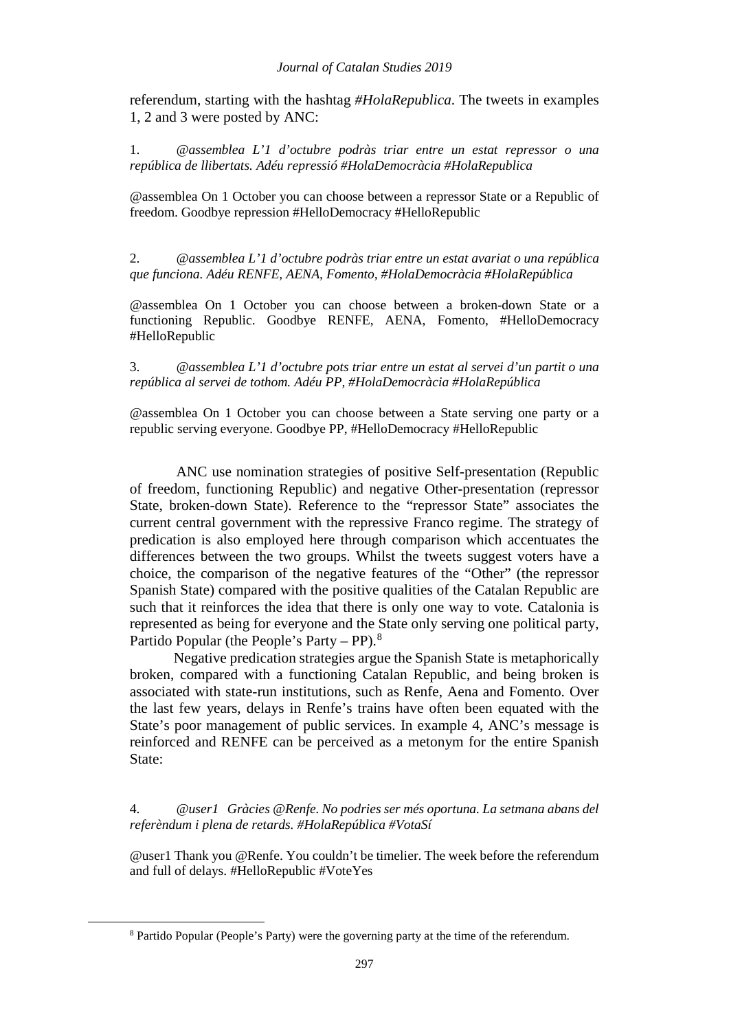referendum, starting with the hashtag *#HolaRepublica*. The tweets in examples 1, 2 and 3 were posted by ANC:

1. *@assemblea L'1 d'octubre podràs triar entre un estat repressor o una república de llibertats. Adéu repressió #HolaDemocràcia #HolaRepublica*

@assemblea On 1 October you can choose between a repressor State or a Republic of freedom. Goodbye repression #HelloDemocracy #HelloRepublic

2. *@assemblea L'1 d'octubre podràs triar entre un estat avariat o una república que funciona. Adéu RENFE, AENA, Fomento, #HolaDemocràcia #HolaRepública*

@assemblea On 1 October you can choose between a broken-down State or a functioning Republic. Goodbye RENFE, AENA, Fomento, #HelloDemocracy #HelloRepublic

3. *@assemblea L'1 d'octubre pots triar entre un estat al servei d'un partit o una república al servei de tothom. Adéu PP, #HolaDemocràcia #HolaRepública*

@assemblea On 1 October you can choose between a State serving one party or a republic serving everyone. Goodbye PP, #HelloDemocracy #HelloRepublic

ANC use nomination strategies of positive Self-presentation (Republic of freedom, functioning Republic) and negative Other-presentation (repressor State, broken-down State). Reference to the "repressor State" associates the current central government with the repressive Franco regime. The strategy of predication is also employed here through comparison which accentuates the differences between the two groups. Whilst the tweets suggest voters have a choice, the comparison of the negative features of the "Other" (the repressor Spanish State) compared with the positive qualities of the Catalan Republic are such that it reinforces the idea that there is only one way to vote. Catalonia is represented as being for everyone and the State only serving one political party, Partido Popular (the People's Party – PP).[8]

Negative predication strategies argue the Spanish State is metaphorically broken, compared with a functioning Catalan Republic, and being broken is associated with state-run institutions, such as Renfe, Aena and Fomento. Over the last few years, delays in Renfe's trains have often been equated with the State's poor management of public services. In example 4, ANC's message is reinforced and RENFE can be perceived as a metonym for the entire Spanish State:

4. *@user1 Gràcies @Renfe. No podries ser més oportuna. La setmana abans del referèndum i plena de retards. #HolaRepública #VotaSí*

@user1 Thank you @Renfe. You couldn't be timelier. The week before the referendum and full of delays. #HelloRepublic #VoteYes

[8] Partido Popular (People's Party) were the governing party at the time of the referendum.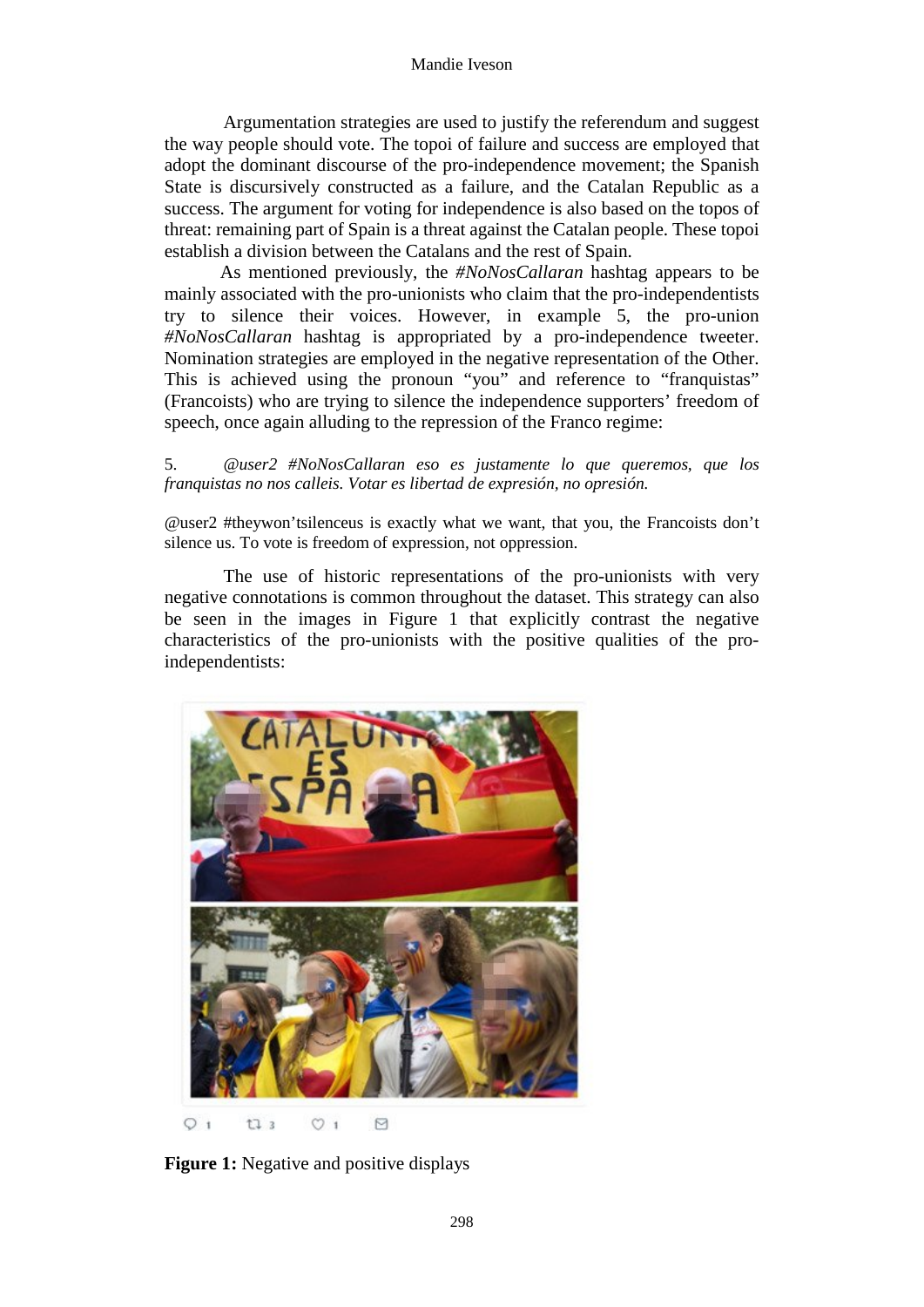Argumentation strategies are used to justify the referendum and suggest the way people should vote. The topoi of failure and success are employed that adopt the dominant discourse of the pro-independence movement; the Spanish State is discursively constructed as a failure, and the Catalan Republic as a success. The argument for voting for independence is also based on the topos of threat: remaining part of Spain is a threat against the Catalan people. These topoi establish a division between the Catalans and the rest of Spain.

As mentioned previously, the *#NoNosCallaran* hashtag appears to be mainly associated with the pro-unionists who claim that the pro-independentists try to silence their voices. However, in example 5, the pro-union *#NoNosCallaran* hashtag is appropriated by a pro-independence tweeter. Nomination strategies are employed in the negative representation of the Other. This is achieved using the pronoun "you" and reference to "franquistas" (Francoists) who are trying to silence the independence supporters' freedom of speech, once again alluding to the repression of the Franco regime:

5. *@user2 #NoNosCallaran eso es justamente lo que queremos, que los franquistas no nos calleis. Votar es libertad de expresión, no opresión.*

@user2 #theywon'tsilenceus is exactly what we want, that you, the Francoists don't silence us. To vote is freedom of expression, not oppression.

The use of historic representations of the pro-unionists with very negative connotations is common throughout the dataset. This strategy can also be seen in the images in Figure 1 that explicitly contrast the negative characteristics of the pro-unionists with the positive qualities of the pro-independentists:

**Figure 1:** Negative and positive displays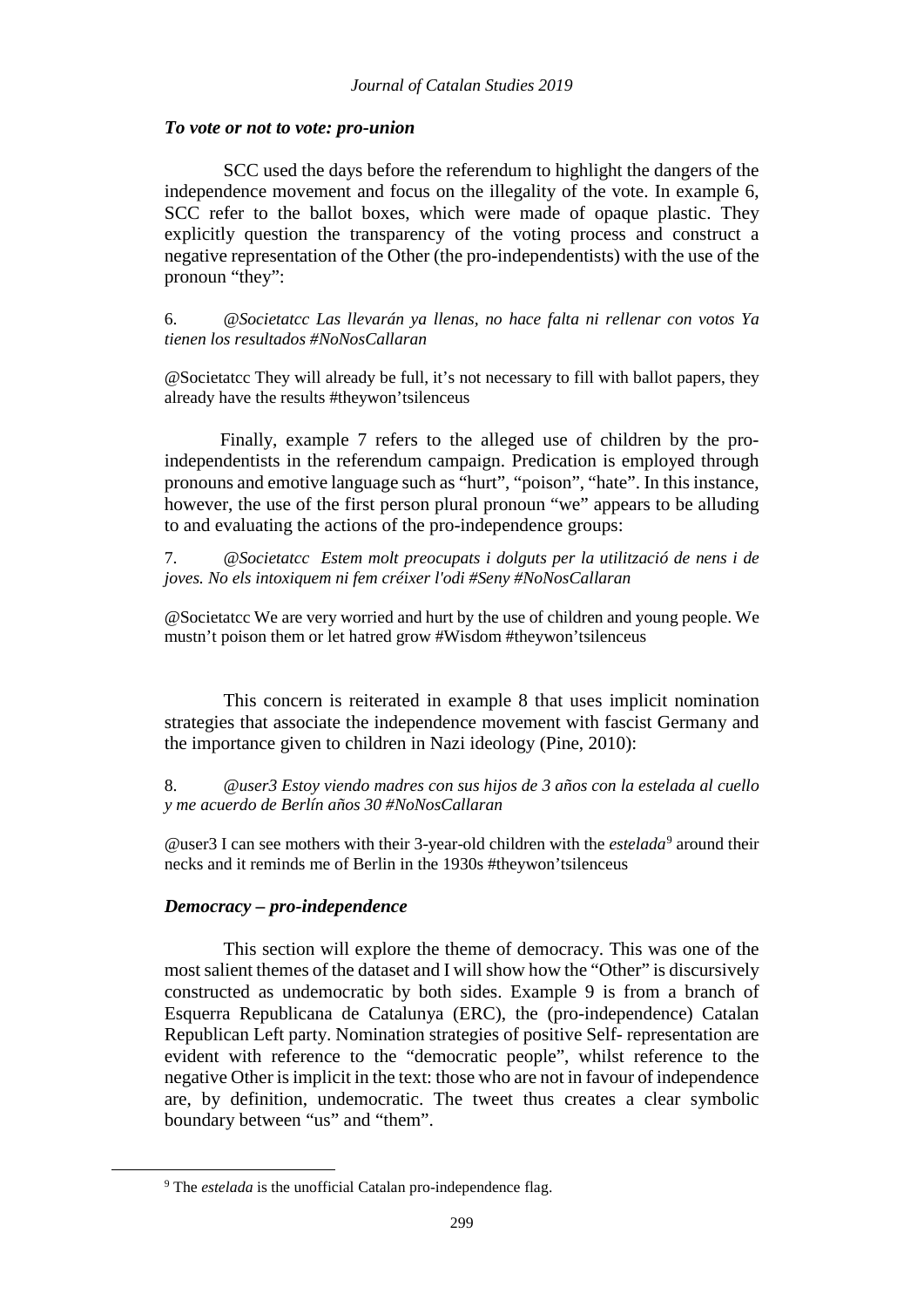### *To vote or not to vote: pro-union*

SCC used the days before the referendum to highlight the dangers of the independence movement and focus on the illegality of the vote. In example 6, SCC refer to the ballot boxes, which were made of opaque plastic. They explicitly question the transparency of the voting process and construct a negative representation of the Other (the pro-independentists) with the use of the pronoun "they":

6. *@Societatcc Las llevarán ya llenas, no hace falta ni rellenar con votos Ya tienen los resultados #NoNosCallaran*

@Societatcc They will already be full, it's not necessary to fill with ballot papers, they already have the results #theywon'tsilenceus

Finally, example 7 refers to the alleged use of children by the pro-independentists in the referendum campaign. Predication is employed through pronouns and emotive language such as "hurt", "poison", "hate". In this instance, however, the use of the first person plural pronoun "we" appears to be alluding to and evaluating the actions of the pro-independence groups:

7. *@Societatcc Estem molt preocupats i dolguts per la utilització de nens i de joves. No els intoxiquem ni fem créixer l'odi #Seny #NoNosCallaran*

@Societatcc We are very worried and hurt by the use of children and young people. We mustn't poison them or let hatred grow #Wisdom #theywon'tsilenceus

This concern is reiterated in example 8 that uses implicit nomination strategies that associate the independence movement with fascist Germany and the importance given to children in Nazi ideology (Pine, 2010):

8. *@user3 Estoy viendo madres con sus hijos de 3 años con la estelada al cuello y me acuerdo de Berlín años 30 #NoNosCallaran*

@user3 I can see mothers with their 3-year-old children with the *estelada*[9] around their necks and it reminds me of Berlin in the 1930s #theywon'tsilenceus

### *Democracy – pro-independence*

This section will explore the theme of democracy. This was one of the most salient themes of the dataset and I will show how the "Other" is discursively constructed as undemocratic by both sides. Example 9 is from a branch of Esquerra Republicana de Catalunya (ERC), the (pro-independence) Catalan Republican Left party. Nomination strategies of positive Self- representation are evident with reference to the "democratic people", whilst reference to the negative Other is implicit in the text: those who are not in favour of independence are, by definition, undemocratic. The tweet thus creates a clear symbolic boundary between "us" and "them".

[9] The *estelada* is the unofficial Catalan pro-independence flag.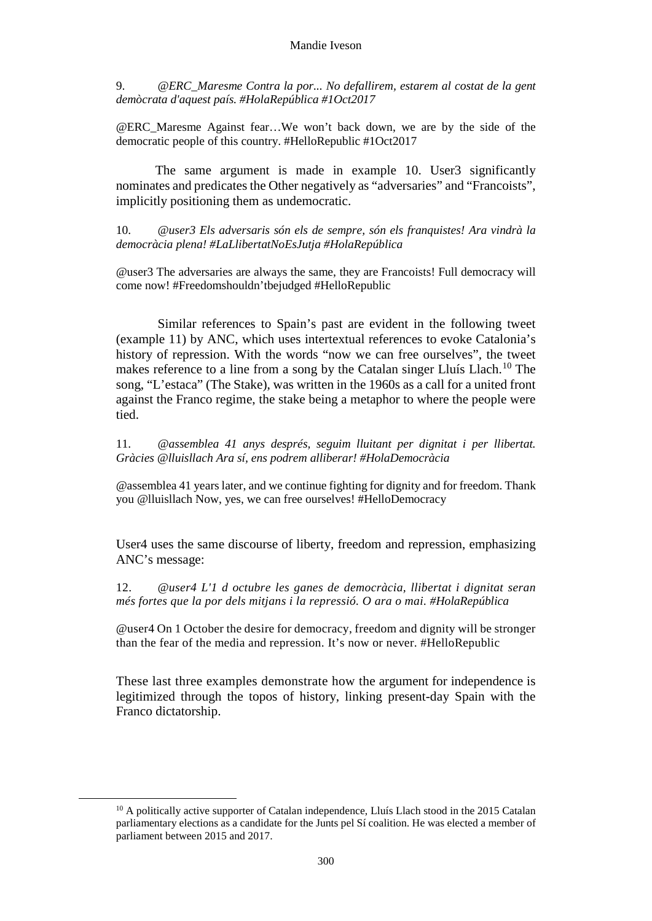9. *@ERC_Maresme Contra la por... No defallirem, estarem al costat de la gent demòcrata d'aquest país. #HolaRepública #1Oct2017*

@ERC_Maresme Against fear…We won't back down, we are by the side of the democratic people of this country. #HelloRepublic #1Oct2017

The same argument is made in example 10. User3 significantly nominates and predicates the Other negatively as "adversaries" and "Francoists", implicitly positioning them as undemocratic.

10. *@user3 Els adversaris són els de sempre, són els franquistes! Ara vindrà la democràcia plena! #LaLlibertatNoEsJutja #HolaRepública*

@user3 The adversaries are always the same, they are Francoists! Full democracy will come now! #Freedomshouldn'tbejudged #HelloRepublic

Similar references to Spain's past are evident in the following tweet (example 11) by ANC, which uses intertextual references to evoke Catalonia's history of repression. With the words "now we can free ourselves", the tweet makes reference to a line from a song by the Catalan singer Lluís Llach.[10] The song, "L'estaca" (The Stake), was written in the 1960s as a call for a united front against the Franco regime, the stake being a metaphor to where the people were tied.

11. *@assemblea 41 anys després, seguim lluitant per dignitat i per llibertat. Gràcies @lluisllach Ara sí, ens podrem alliberar! #HolaDemocràcia*

@assemblea 41 years later, and we continue fighting for dignity and for freedom. Thank you @lluisllach Now, yes, we can free ourselves! #HelloDemocracy

User4 uses the same discourse of liberty, freedom and repression, emphasizing ANC's message:

12. *@user4 L'1 d octubre les ganes de democràcia, llibertat i dignitat seran més fortes que la por dels mitjans i la repressió. O ara o mai. #HolaRepública*

@user4 On 1 October the desire for democracy, freedom and dignity will be stronger than the fear of the media and repression. It's now or never. #HelloRepublic

These last three examples demonstrate how the argument for independence is legitimized through the topos of history, linking present-day Spain with the Franco dictatorship.

[10] A politically active supporter of Catalan independence, Lluís Llach stood in the 2015 Catalan parliamentary elections as a candidate for the Junts pel Sí coalition. He was elected a member of parliament between 2015 and 2017.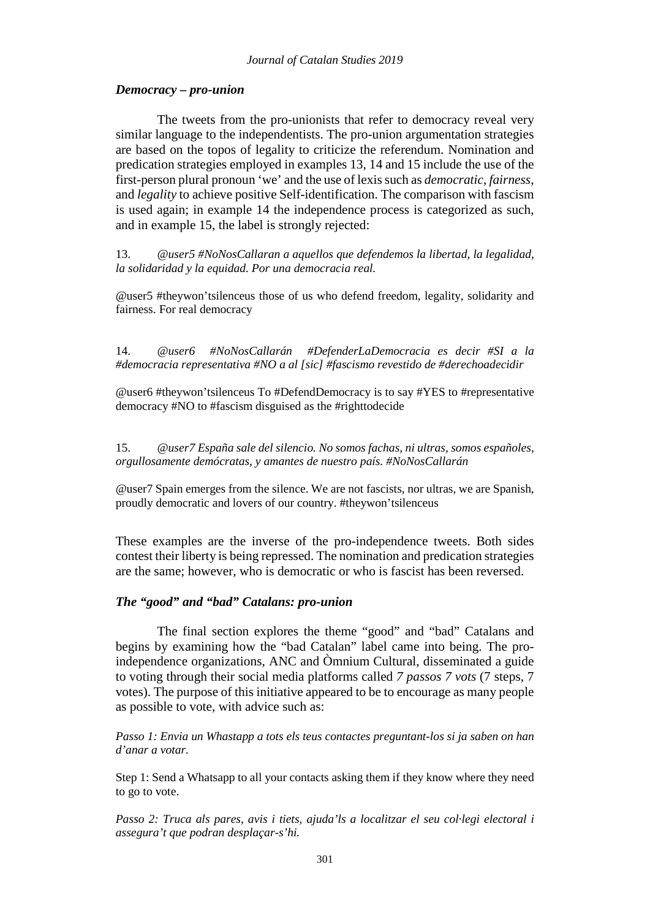### *Democracy – pro-union*

The tweets from the pro-unionists that refer to democracy reveal very similar language to the independentists. The pro-union argumentation strategies are based on the topos of legality to criticize the referendum. Nomination and predication strategies employed in examples 13, 14 and 15 include the use of the first-person plural pronoun 'we' and the use of lexis such as *democratic*, *fairness*, and *legality* to achieve positive Self-identification. The comparison with fascism is used again; in example 14 the independence process is categorized as such, and in example 15, the label is strongly rejected:

13. *@user5 #NoNosCallaran a aquellos que defendemos la libertad, la legalidad, la solidaridad y la equidad. Por una democracia real.*

@user5 #theywon'tsilenceus those of us who defend freedom, legality, solidarity and fairness. For real democracy

14. *@user6 #NoNosCallarán #DefenderLaDemocracia es decir #SI a la #democracia representativa #NO a al [sic] #fascismo revestido de #derechoadecidir*

@user6 #theywon'tsilenceus To #DefendDemocracy is to say #YES to #representative democracy #NO to #fascism disguised as the #righttodecide

15. *@user7 España sale del silencio. No somos fachas, ni ultras, somos españoles, orgullosamente demócratas, y amantes de nuestro país. #NoNosCallarán*

@user7 Spain emerges from the silence. We are not fascists, nor ultras, we are Spanish, proudly democratic and lovers of our country. #theywon'tsilenceus

These examples are the inverse of the pro-independence tweets. Both sides contest their liberty is being repressed. The nomination and predication strategies are the same; however, who is democratic or who is fascist has been reversed.

### *The "good" and "bad" Catalans: pro-union*

The final section explores the theme "good" and "bad" Catalans and begins by examining how the "bad Catalan" label came into being. The pro-independence organizations, ANC and Òmnium Cultural, disseminated a guide to voting through their social media platforms called *7 passos 7 vots* (7 steps, 7 votes). The purpose of this initiative appeared to be to encourage as many people as possible to vote, with advice such as:

*Passo 1: Envia un Whastapp a tots els teus contactes preguntant-los si ja saben on han d'anar a votar.*

Step 1: Send a Whatsapp to all your contacts asking them if they know where they need to go to vote.

*Passo 2: Truca als pares, avis i tiets, ajuda'ls a localitzar el seu col·legi electoral i assegura't que podran desplaçar-s'hi.*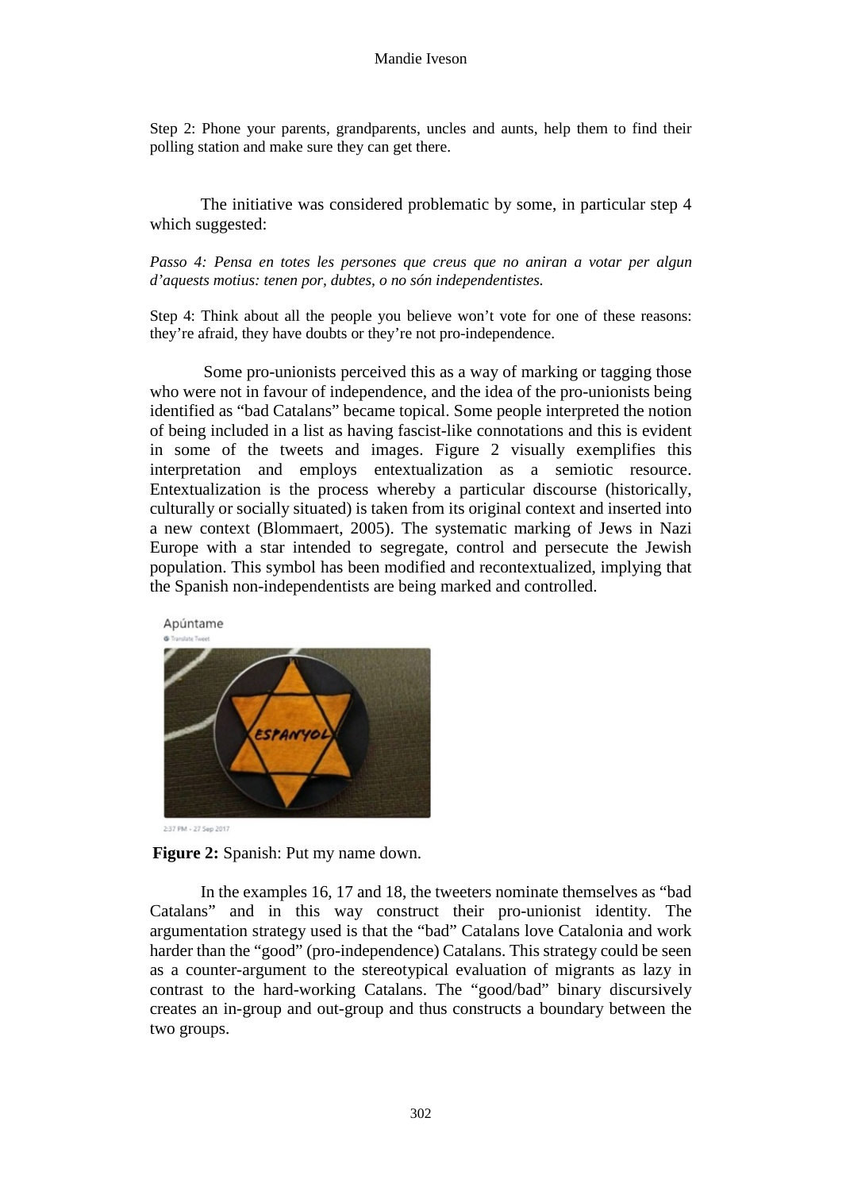Step 2: Phone your parents, grandparents, uncles and aunts, help them to find their polling station and make sure they can get there.

The initiative was considered problematic by some, in particular step 4 which suggested:

*Passo 4: Pensa en totes les persones que creus que no aniran a votar per algun d'aquests motius: tenen por, dubtes, o no són independentistes.*

Step 4: Think about all the people you believe won't vote for one of these reasons: they're afraid, they have doubts or they're not pro-independence.

Some pro-unionists perceived this as a way of marking or tagging those who were not in favour of independence, and the idea of the pro-unionists being identified as "bad Catalans" became topical. Some people interpreted the notion of being included in a list as having fascist-like connotations and this is evident in some of the tweets and images. Figure 2 visually exemplifies this interpretation and employs entextualization as a semiotic resource. Entextualization is the process whereby a particular discourse (historically, culturally or socially situated) is taken from its original context and inserted into a new context (Blommaert, 2005). The systematic marking of Jews in Nazi Europe with a star intended to segregate, control and persecute the Jewish population. This symbol has been modified and recontextualized, implying that the Spanish non-independentists are being marked and controlled.

Apúntame

**Figure 2:** Spanish: Put my name down.

In the examples 16, 17 and 18, the tweeters nominate themselves as "bad Catalans" and in this way construct their pro-unionist identity. The argumentation strategy used is that the "bad" Catalans love Catalonia and work harder than the "good" (pro-independence) Catalans. This strategy could be seen as a counter-argument to the stereotypical evaluation of migrants as lazy in contrast to the hard-working Catalans. The "good/bad" binary discursively creates an in-group and out-group and thus constructs a boundary between the two groups.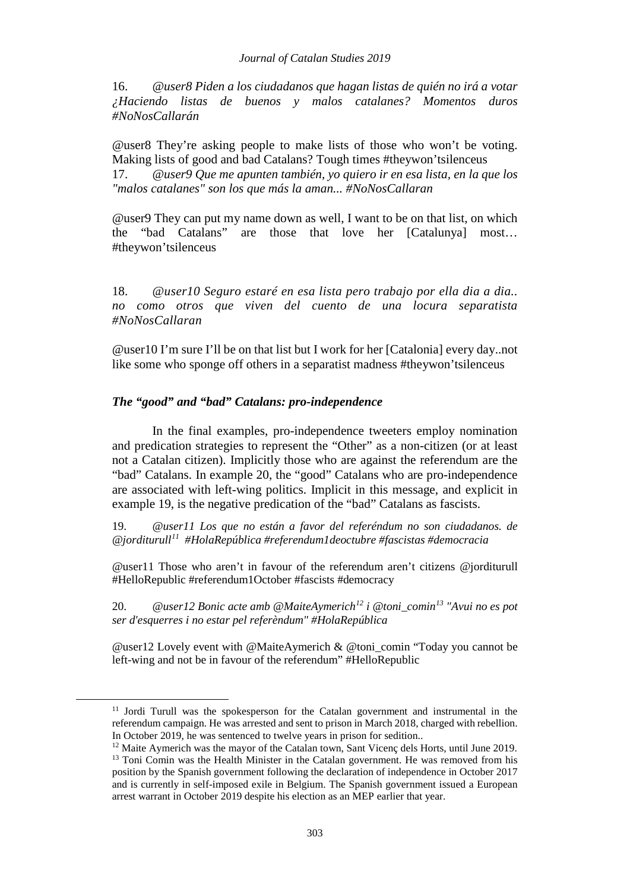16. *@user8 Piden a los ciudadanos que hagan listas de quién no irá a votar ¿Haciendo listas de buenos y malos catalanes? Momentos duros #NoNosCallarán*

@user8 They're asking people to make lists of those who won't be voting. Making lists of good and bad Catalans? Tough times #theywon'tsilenceus

17. *@user9 Que me apunten también, yo quiero ir en esa lista, en la que los "malos catalanes" son los que más la aman... #NoNosCallaran*

@user9 They can put my name down as well, I want to be on that list, on which the "bad Catalans" are those that love her [Catalunya] most… #theywon'tsilenceus

18. *@user10 Seguro estaré en esa lista pero trabajo por ella dia a dia.. no como otros que viven del cuento de una locura separatista #NoNosCallaran*

@user10 I'm sure I'll be on that list but I work for her [Catalonia] every day..not like some who sponge off others in a separatist madness #theywon'tsilenceus

### *The "good" and "bad" Catalans: pro-independence*

In the final examples, pro-independence tweeters employ nomination and predication strategies to represent the "Other" as a non-citizen (or at least not a Catalan citizen). Implicitly those who are against the referendum are the "bad" Catalans. In example 20, the "good" Catalans who are pro-independence are associated with left-wing politics. Implicit in this message, and explicit in example 19, is the negative predication of the "bad" Catalans as fascists.

19. *@user11 Los que no están a favor del referéndum no son ciudadanos. de @jordituru11*[11] *#HolaRepública #referendum1deoctubre #fascistas #democracia*

@user11 Those who aren't in favour of the referendum aren't citizens @jordituru11 #HelloRepublic #referendum1October #fascists #democracy

20. *@user12 Bonic acte amb @MaiteAymerich*[12] *i @toni_comin*[13] *"Avui no es pot ser d'esquerres i no estar pel referèndum" #HolaRepública*

@user12 Lovely event with @MaiteAymerich & @toni_comin "Today you cannot be left-wing and not be in favour of the referendum" #HelloRepublic

---

[11] Jordi Turull was the spokesperson for the Catalan government and instrumental in the referendum campaign. He was arrested and sent to prison in March 2018, charged with rebellion. In October 2019, he was sentenced to twelve years in prison for sedition..

[12] Maite Aymerich was the mayor of the Catalan town, Sant Vicenç dels Horts, until June 2019.

[13] Toni Comin was the Health Minister in the Catalan government. He was removed from his position by the Spanish government following the declaration of independence in October 2017 and is currently in self-imposed exile in Belgium. The Spanish government issued a European arrest warrant in October 2019 despite his election as an MEP earlier that year.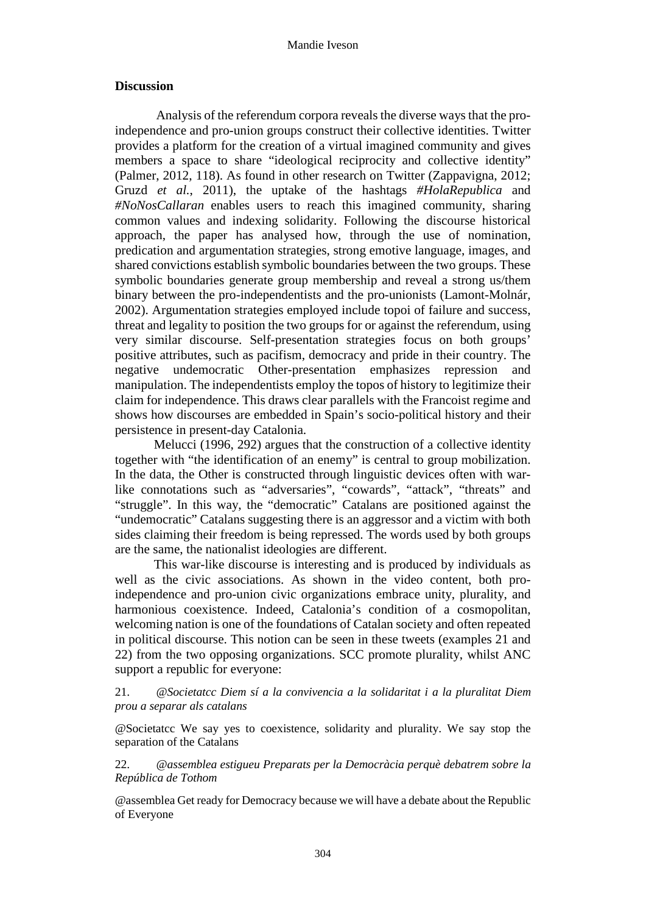## Discussion

Analysis of the referendum corpora reveals the diverse ways that the pro-independence and pro-union groups construct their collective identities. Twitter provides a platform for the creation of a virtual imagined community and gives members a space to share "ideological reciprocity and collective identity" (Palmer, 2012, 118). As found in other research on Twitter (Zappavigna, 2012; Gruzd *et al.*, 2011), the uptake of the hashtags *#HolaRepublica* and *#NoNosCallaran* enables users to reach this imagined community, sharing common values and indexing solidarity. Following the discourse historical approach, the paper has analysed how, through the use of nomination, predication and argumentation strategies, strong emotive language, images, and shared convictions establish symbolic boundaries between the two groups. These symbolic boundaries generate group membership and reveal a strong us/them binary between the pro-independentists and the pro-unionists (Lamont-Molnár, 2002). Argumentation strategies employed include topoi of failure and success, threat and legality to position the two groups for or against the referendum, using very similar discourse. Self-presentation strategies focus on both groups' positive attributes, such as pacifism, democracy and pride in their country. The negative undemocratic Other-presentation emphasizes repression and manipulation. The independentists employ the topos of history to legitimize their claim for independence. This draws clear parallels with the Francoist regime and shows how discourses are embedded in Spain's socio-political history and their persistence in present-day Catalonia.

Melucci (1996, 292) argues that the construction of a collective identity together with "the identification of an enemy" is central to group mobilization. In the data, the Other is constructed through linguistic devices often with war-like connotations such as "adversaries", "cowards", "attack", "threats" and "struggle". In this way, the "democratic" Catalans are positioned against the "undemocratic" Catalans suggesting there is an aggressor and a victim with both sides claiming their freedom is being repressed. The words used by both groups are the same, the nationalist ideologies are different.

This war-like discourse is interesting and is produced by individuals as well as the civic associations. As shown in the video content, both pro-independence and pro-union civic organizations embrace unity, plurality, and harmonious coexistence. Indeed, Catalonia's condition of a cosmopolitan, welcoming nation is one of the foundations of Catalan society and often repeated in political discourse. This notion can be seen in these tweets (examples 21 and 22) from the two opposing organizations. SCC promote plurality, whilst ANC support a republic for everyone:

21. *@Societatcc Diem sí a la convivencia a la solidaritat i a la pluralitat Diem prou a separar als catalans*

@Societatcc We say yes to coexistence, solidarity and plurality. We say stop the separation of the Catalans

22. *@assemblea estigueu Preparats per la Democràcia perquè debatrem sobre la República de Tothom*

@assemblea Get ready for Democracy because we will have a debate about the Republic of Everyone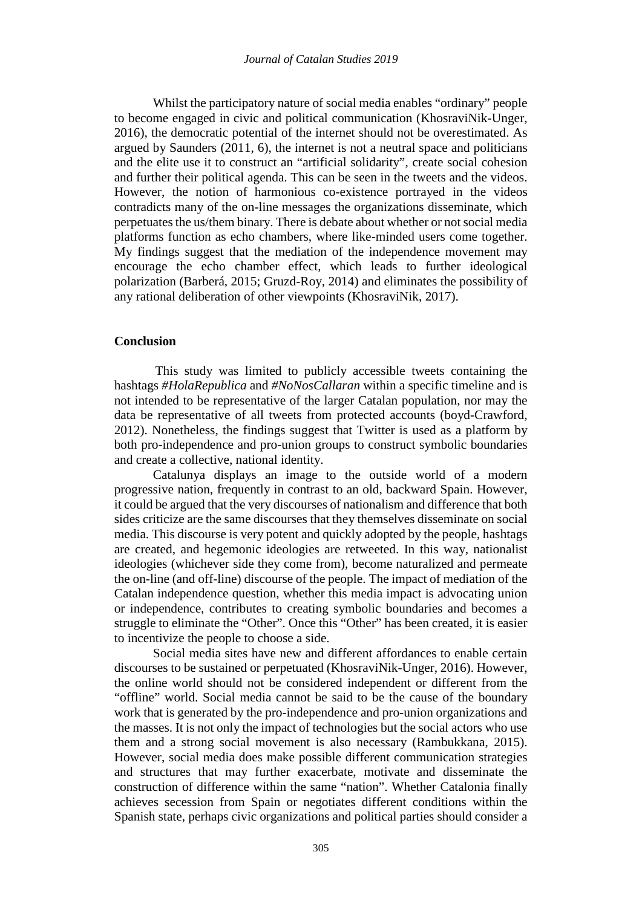Whilst the participatory nature of social media enables "ordinary" people to become engaged in civic and political communication (KhosraviNik-Unger, 2016), the democratic potential of the internet should not be overestimated. As argued by Saunders (2011, 6), the internet is not a neutral space and politicians and the elite use it to construct an "artificial solidarity", create social cohesion and further their political agenda. This can be seen in the tweets and the videos. However, the notion of harmonious co-existence portrayed in the videos contradicts many of the on-line messages the organizations disseminate, which perpetuates the us/them binary. There is debate about whether or not social media platforms function as echo chambers, where like-minded users come together. My findings suggest that the mediation of the independence movement may encourage the echo chamber effect, which leads to further ideological polarization (Barberá, 2015; Gruzd-Roy, 2014) and eliminates the possibility of any rational deliberation of other viewpoints (KhosraviNik, 2017).

## Conclusion

This study was limited to publicly accessible tweets containing the hashtags *#HolaRepublica* and *#NoNosCallaran* within a specific timeline and is not intended to be representative of the larger Catalan population, nor may the data be representative of all tweets from protected accounts (boyd-Crawford, 2012). Nonetheless, the findings suggest that Twitter is used as a platform by both pro-independence and pro-union groups to construct symbolic boundaries and create a collective, national identity.

Catalunya displays an image to the outside world of a modern progressive nation, frequently in contrast to an old, backward Spain. However, it could be argued that the very discourses of nationalism and difference that both sides criticize are the same discourses that they themselves disseminate on social media. This discourse is very potent and quickly adopted by the people, hashtags are created, and hegemonic ideologies are retweeted. In this way, nationalist ideologies (whichever side they come from), become naturalized and permeate the on-line (and off-line) discourse of the people. The impact of mediation of the Catalan independence question, whether this media impact is advocating union or independence, contributes to creating symbolic boundaries and becomes a struggle to eliminate the "Other". Once this "Other" has been created, it is easier to incentivize the people to choose a side.

Social media sites have new and different affordances to enable certain discourses to be sustained or perpetuated (KhosraviNik-Unger, 2016). However, the online world should not be considered independent or different from the "offline" world. Social media cannot be said to be the cause of the boundary work that is generated by the pro-independence and pro-union organizations and the masses. It is not only the impact of technologies but the social actors who use them and a strong social movement is also necessary (Rambukkana, 2015). However, social media does make possible different communication strategies and structures that may further exacerbate, motivate and disseminate the construction of difference within the same "nation". Whether Catalonia finally achieves secession from Spain or negotiates different conditions within the Spanish state, perhaps civic organizations and political parties should consider a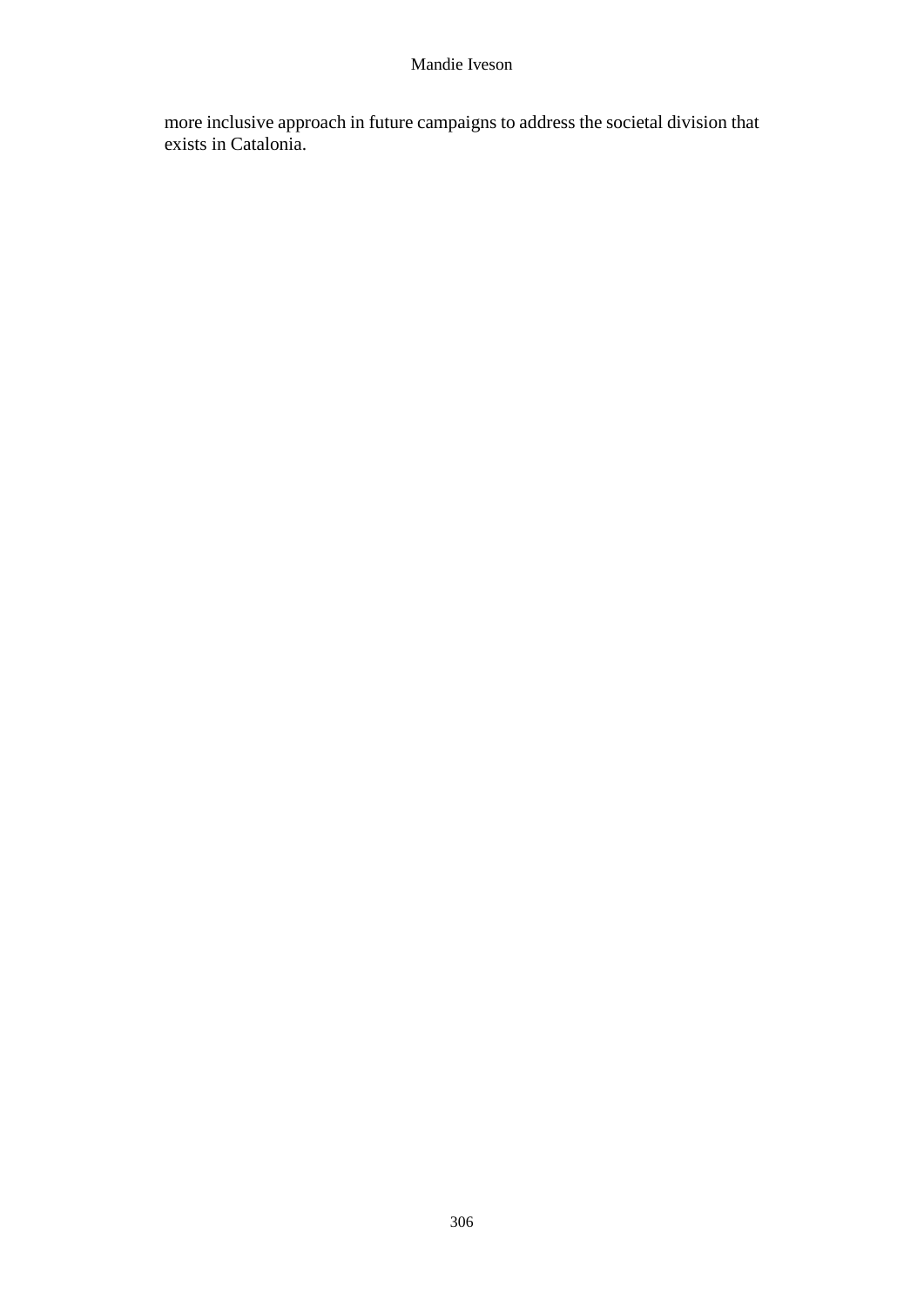more inclusive approach in future campaigns to address the societal division that exists in Catalonia.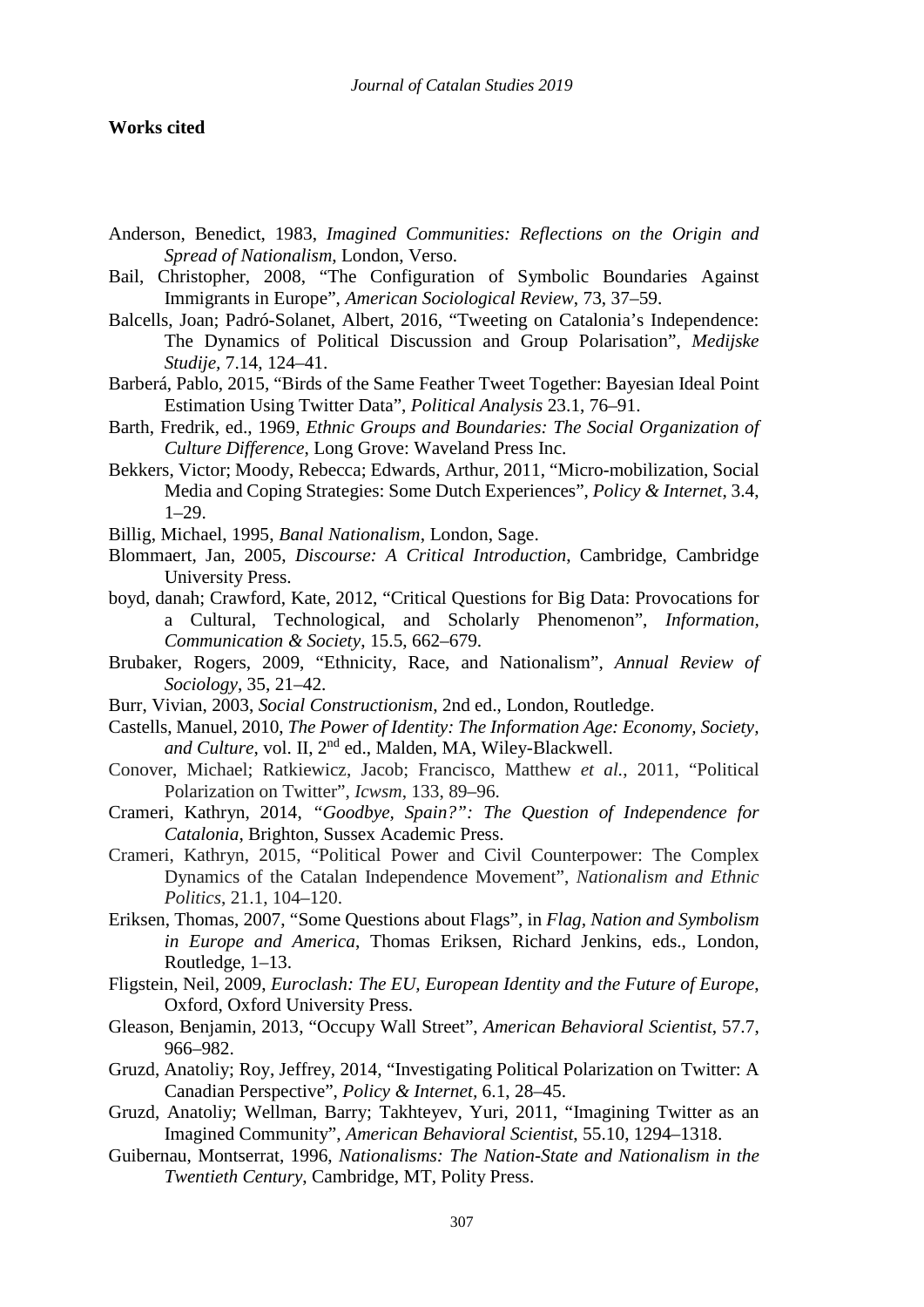**Works cited**

Anderson, Benedict, 1983, *Imagined Communities: Reflections on the Origin and Spread of Nationalism*, London, Verso.

Bail, Christopher, 2008, "The Configuration of Symbolic Boundaries Against Immigrants in Europe", *American Sociological Review*, 73, 37–59.

Balcells, Joan; Padró-Solanet, Albert, 2016, "Tweeting on Catalonia's Independence: The Dynamics of Political Discussion and Group Polarisation", *Medijske Studije*, 7.14, 124–41.

Barberá, Pablo, 2015, "Birds of the Same Feather Tweet Together: Bayesian Ideal Point Estimation Using Twitter Data", *Political Analysis* 23.1, 76–91.

Barth, Fredrik, ed., 1969, *Ethnic Groups and Boundaries: The Social Organization of Culture Difference*, Long Grove: Waveland Press Inc.

Bekkers, Victor; Moody, Rebecca; Edwards, Arthur, 2011, "Micro-mobilization, Social Media and Coping Strategies: Some Dutch Experiences", *Policy & Internet*, 3.4, 1–29.

Billig, Michael, 1995, *Banal Nationalism*, London, Sage.

Blommaert, Jan, 2005, *Discourse: A Critical Introduction*, Cambridge, Cambridge University Press.

boyd, danah; Crawford, Kate, 2012, "Critical Questions for Big Data: Provocations for a Cultural, Technological, and Scholarly Phenomenon", *Information, Communication & Society*, 15.5, 662–679.

Brubaker, Rogers, 2009, "Ethnicity, Race, and Nationalism", *Annual Review of Sociology*, 35, 21–42.

Burr, Vivian, 2003, *Social Constructionism*, 2nd ed., London, Routledge.

Castells, Manuel, 2010, *The Power of Identity: The Information Age: Economy, Society, and Culture*, vol. II, 2nd ed., Malden, MA, Wiley-Blackwell.

Conover, Michael; Ratkiewicz, Jacob; Francisco, Matthew *et al.*, 2011, "Political Polarization on Twitter", *Icwsm*, 133, 89–96.

Crameri, Kathryn, 2014, *"Goodbye, Spain?": The Question of Independence for Catalonia*, Brighton, Sussex Academic Press.

Crameri, Kathryn, 2015, "Political Power and Civil Counterpower: The Complex Dynamics of the Catalan Independence Movement", *Nationalism and Ethnic Politics*, 21.1, 104–120.

Eriksen, Thomas, 2007, "Some Questions about Flags", in *Flag, Nation and Symbolism in Europe and America*, Thomas Eriksen, Richard Jenkins, eds., London, Routledge, 1–13.

Fligstein, Neil, 2009, *Euroclash: The EU, European Identity and the Future of Europe*, Oxford, Oxford University Press.

Gleason, Benjamin, 2013, "Occupy Wall Street", *American Behavioral Scientist*, 57.7, 966–982.

Gruzd, Anatoliy; Roy, Jeffrey, 2014, "Investigating Political Polarization on Twitter: A Canadian Perspective", *Policy & Internet*, 6.1, 28–45.

Gruzd, Anatoliy; Wellman, Barry; Takhteyev, Yuri, 2011, "Imagining Twitter as an Imagined Community", *American Behavioral Scientist*, 55.10, 1294–1318.

Guibernau, Montserrat, 1996, *Nationalisms: The Nation-State and Nationalism in the Twentieth Century*, Cambridge, MT, Polity Press.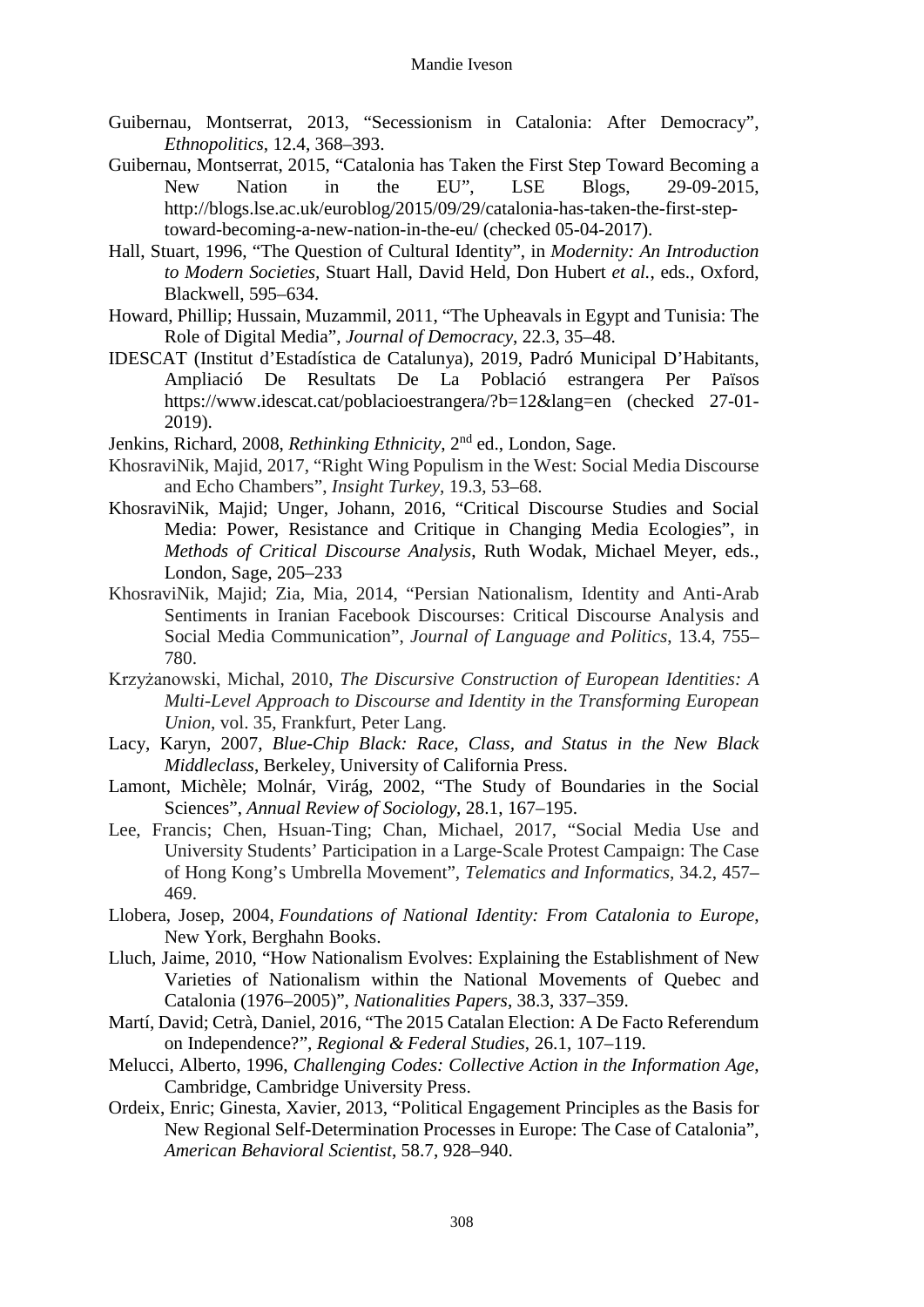Guibernau, Montserrat, 2013, "Secessionism in Catalonia: After Democracy", *Ethnopolitics*, 12.4, 368–393.

Guibernau, Montserrat, 2015, "Catalonia has Taken the First Step Toward Becoming a New Nation in the EU", LSE Blogs, 29-09-2015, http://blogs.lse.ac.uk/euroblog/2015/09/29/catalonia-has-taken-the-first-step-toward-becoming-a-new-nation-in-the-eu/ (checked 05-04-2017).

Hall, Stuart, 1996, "The Question of Cultural Identity", in *Modernity: An Introduction to Modern Societies*, Stuart Hall, David Held, Don Hubert *et al.*, eds., Oxford, Blackwell, 595–634.

Howard, Phillip; Hussain, Muzammil, 2011, "The Upheavals in Egypt and Tunisia: The Role of Digital Media", *Journal of Democracy*, 22.3, 35–48.

IDESCAT (Institut d'Estadística de Catalunya), 2019, Padró Municipal D'Habitants, Ampliació De Resultats De La Població estrangera Per Països https://www.idescat.cat/poblacioestrangera/?b=12&lang=en (checked 27-01-2019).

Jenkins, Richard, 2008, *Rethinking Ethnicity*, 2nd ed., London, Sage.

KhosraviNik, Majid, 2017, "Right Wing Populism in the West: Social Media Discourse and Echo Chambers", *Insight Turkey*, 19.3, 53–68.

KhosraviNik, Majid; Unger, Johann, 2016, "Critical Discourse Studies and Social Media: Power, Resistance and Critique in Changing Media Ecologies", in *Methods of Critical Discourse Analysis*, Ruth Wodak, Michael Meyer, eds., London, Sage, 205–233

KhosraviNik, Majid; Zia, Mia, 2014, "Persian Nationalism, Identity and Anti-Arab Sentiments in Iranian Facebook Discourses: Critical Discourse Analysis and Social Media Communication", *Journal of Language and Politics*, 13.4, 755–780.

Krzyżanowski, Michal, 2010, *The Discursive Construction of European Identities: A Multi-Level Approach to Discourse and Identity in the Transforming European Union*, vol. 35, Frankfurt, Peter Lang.

Lacy, Karyn, 2007, *Blue-Chip Black: Race, Class, and Status in the New Black Middleclass*, Berkeley, University of California Press.

Lamont, Michèle; Molnár, Virág, 2002, "The Study of Boundaries in the Social Sciences", *Annual Review of Sociology*, 28.1, 167–195.

Lee, Francis; Chen, Hsuan-Ting; Chan, Michael, 2017, "Social Media Use and University Students' Participation in a Large-Scale Protest Campaign: The Case of Hong Kong's Umbrella Movement", *Telematics and Informatics*, 34.2, 457–469.

Llobera, Josep, 2004, *Foundations of National Identity: From Catalonia to Europe*, New York, Berghahn Books.

Lluch, Jaime, 2010, "How Nationalism Evolves: Explaining the Establishment of New Varieties of Nationalism within the National Movements of Quebec and Catalonia (1976–2005)", *Nationalities Papers*, 38.3, 337–359.

Martí, David; Cetrà, Daniel, 2016, "The 2015 Catalan Election: A De Facto Referendum on Independence?", *Regional & Federal Studies*, 26.1, 107–119.

Melucci, Alberto, 1996, *Challenging Codes: Collective Action in the Information Age*, Cambridge, Cambridge University Press.

Ordeix, Enric; Ginesta, Xavier, 2013, "Political Engagement Principles as the Basis for New Regional Self-Determination Processes in Europe: The Case of Catalonia", *American Behavioral Scientist*, 58.7, 928–940.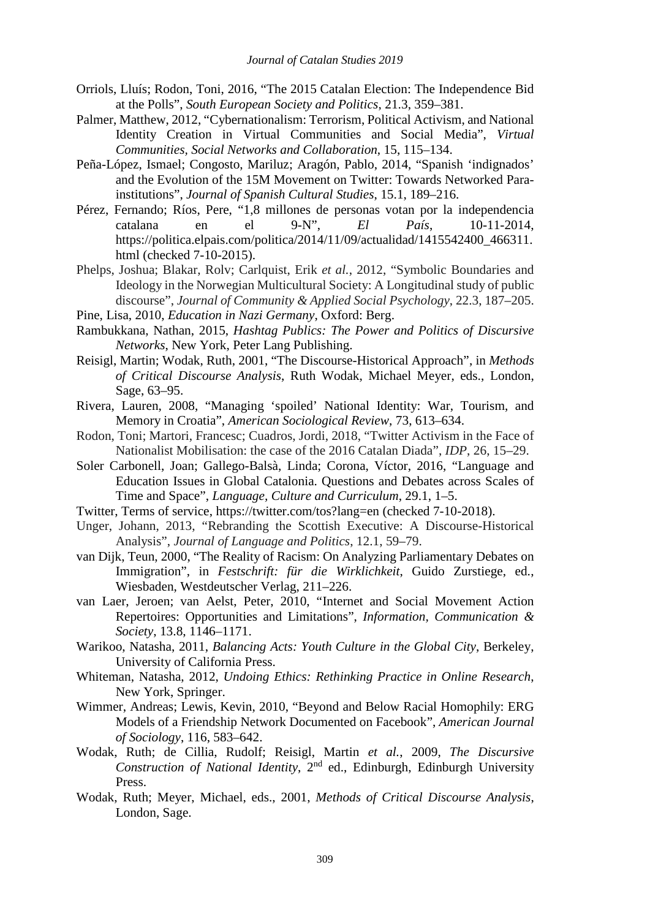Orriols, Lluís; Rodon, Toni, 2016, "The 2015 Catalan Election: The Independence Bid at the Polls", *South European Society and Politics*, 21.3, 359–381.

Palmer, Matthew, 2012, "Cybernationalism: Terrorism, Political Activism, and National Identity Creation in Virtual Communities and Social Media", *Virtual Communities, Social Networks and Collaboration*, 15, 115–134.

Peña-López, Ismael; Congosto, Mariluz; Aragón, Pablo, 2014, "Spanish 'indignados' and the Evolution of the 15M Movement on Twitter: Towards Networked Para-institutions", *Journal of Spanish Cultural Studies*, 15.1, 189–216.

Pérez, Fernando; Ríos, Pere, "1,8 millones de personas votan por la independencia catalana en el 9-N", *El País*, 10-11-2014, https://politica.elpais.com/politica/2014/11/09/actualidad/1415542400_466311.html (checked 7-10-2015).

Phelps, Joshua; Blakar, Rolv; Carlquist, Erik *et al.*, 2012, "Symbolic Boundaries and Ideology in the Norwegian Multicultural Society: A Longitudinal study of public discourse", *Journal of Community & Applied Social Psychology*, 22.3, 187–205.

Pine, Lisa, 2010, *Education in Nazi Germany*, Oxford: Berg.

Rambukkana, Nathan, 2015, *Hashtag Publics: The Power and Politics of Discursive Networks*, New York, Peter Lang Publishing.

Reisigl, Martin; Wodak, Ruth, 2001, "The Discourse-Historical Approach", in *Methods of Critical Discourse Analysis*, Ruth Wodak, Michael Meyer, eds., London, Sage, 63–95.

Rivera, Lauren, 2008, "Managing 'spoiled' National Identity: War, Tourism, and Memory in Croatia", *American Sociological Review*, 73, 613–634.

Rodon, Toni; Martori, Francesc; Cuadros, Jordi, 2018, "Twitter Activism in the Face of Nationalist Mobilisation: the case of the 2016 Catalan Diada", *IDP*, 26, 15–29.

Soler Carbonell, Joan; Gallego-Balsà, Linda; Corona, Víctor, 2016, "Language and Education Issues in Global Catalonia. Questions and Debates across Scales of Time and Space", *Language, Culture and Curriculum*, 29.1, 1–5.

Twitter, Terms of service, https://twitter.com/tos?lang=en (checked 7-10-2018).

Unger, Johann, 2013, "Rebranding the Scottish Executive: A Discourse-Historical Analysis", *Journal of Language and Politics*, 12.1, 59–79.

van Dijk, Teun, 2000, "The Reality of Racism: On Analyzing Parliamentary Debates on Immigration", in *Festschrift: für die Wirklichkeit*, Guido Zurstiege, ed., Wiesbaden, Westdeutscher Verlag, 211–226.

van Laer, Jeroen; van Aelst, Peter, 2010, "Internet and Social Movement Action Repertoires: Opportunities and Limitations", *Information, Communication & Society*, 13.8, 1146–1171.

Warikoo, Natasha, 2011, *Balancing Acts: Youth Culture in the Global City*, Berkeley, University of California Press.

Whiteman, Natasha, 2012, *Undoing Ethics: Rethinking Practice in Online Research*, New York, Springer.

Wimmer, Andreas; Lewis, Kevin, 2010, "Beyond and Below Racial Homophily: ERG Models of a Friendship Network Documented on Facebook", *American Journal of Sociology*, 116, 583–642.

Wodak, Ruth; de Cillia, Rudolf; Reisigl, Martin *et al.*, 2009, *The Discursive Construction of National Identity*, 2nd ed., Edinburgh, Edinburgh University Press.

Wodak, Ruth; Meyer, Michael, eds., 2001, *Methods of Critical Discourse Analysis*, London, Sage.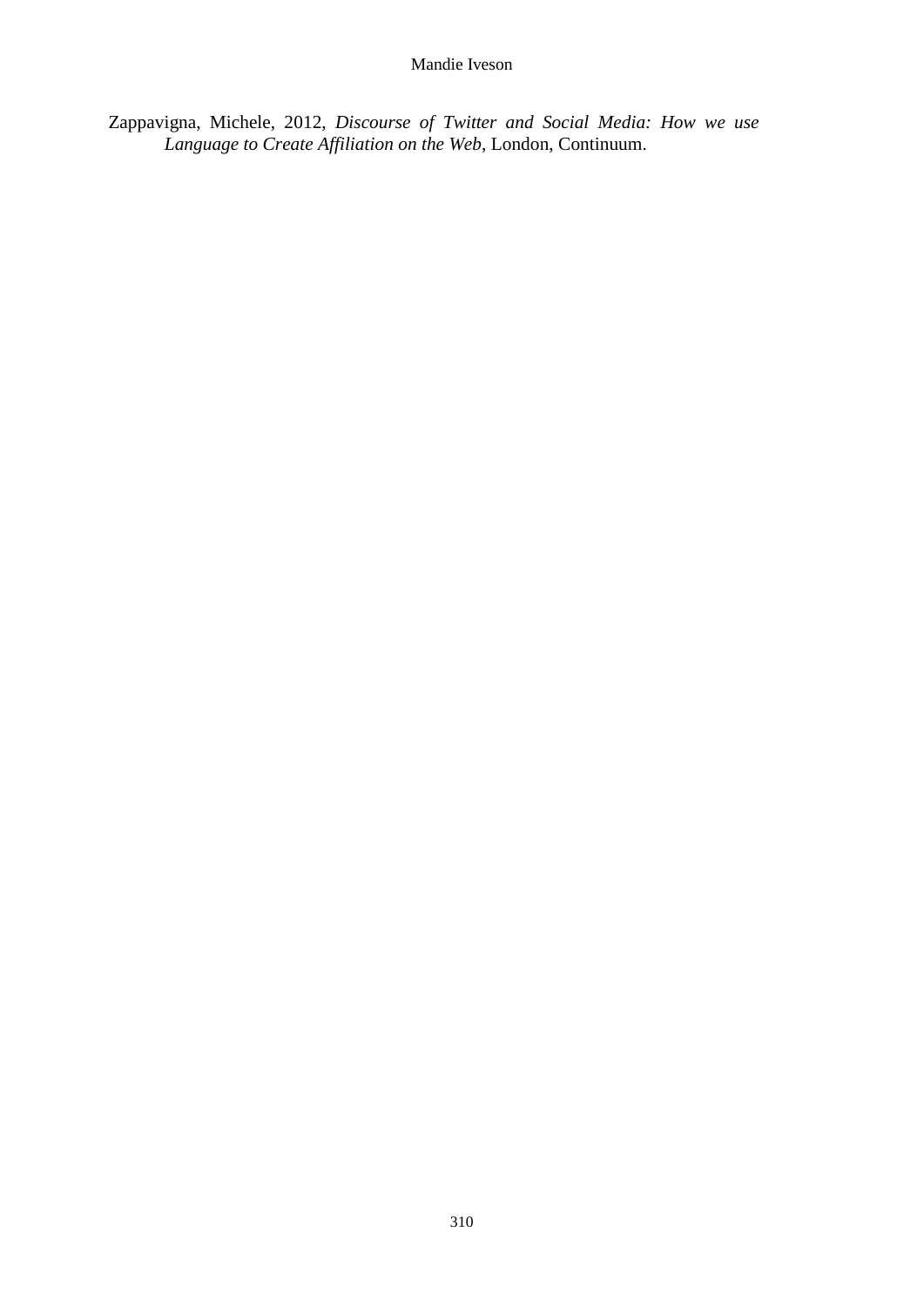Zappavigna, Michele, 2012, *Discourse of Twitter and Social Media: How we use Language to Create Affiliation on the Web*, London, Continuum.